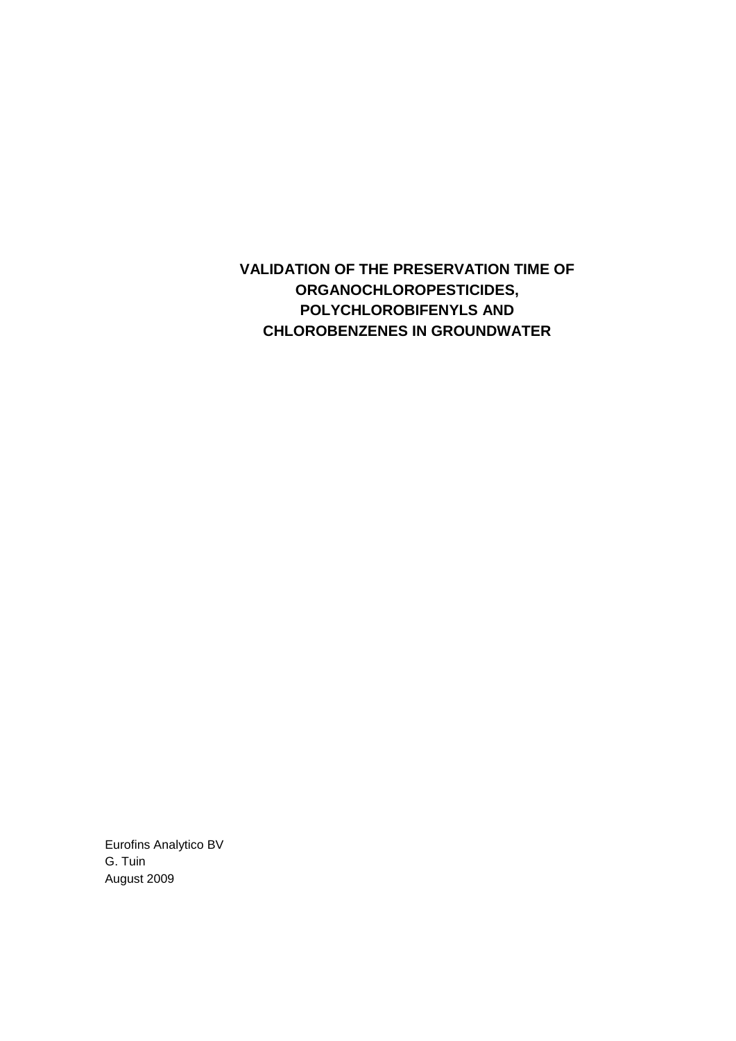# VALIDATION OF THE PRESERVATION TIME OF ORGANOCHLOROPESTICIDES, POLYCHLOROBIFENYLS AND CHLOROBENZENES IN GROUNDWATER

Eurofins Analytico BV
G. Tuin
August 2009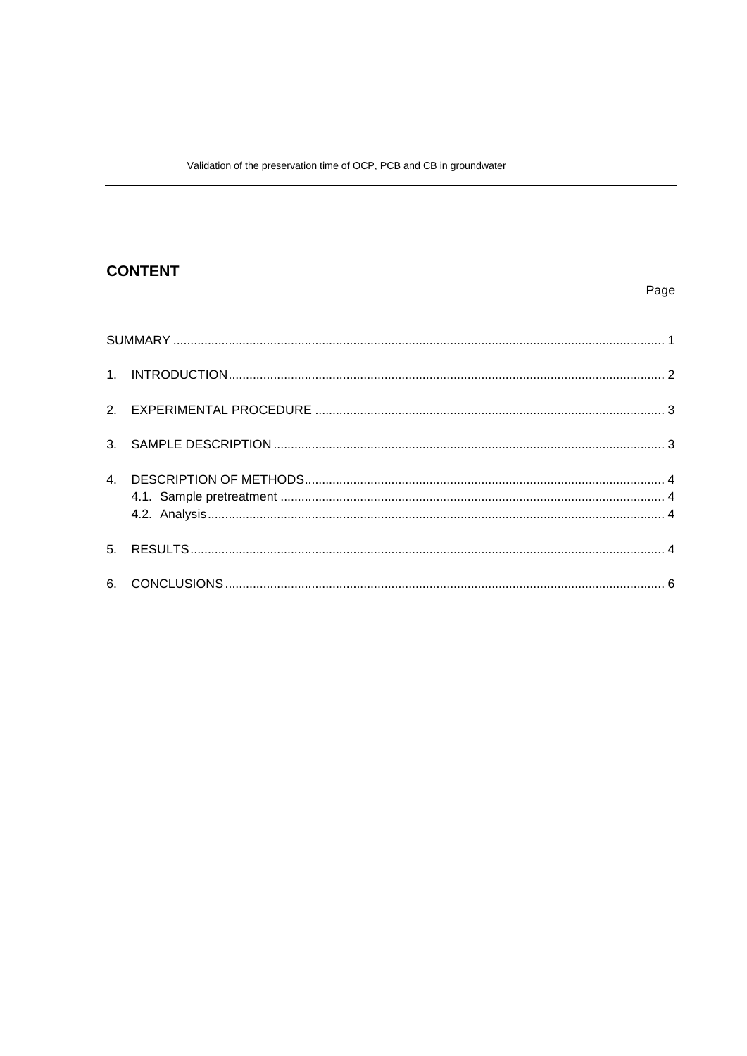## CONTENT

Page

SUMMARY ........................................................................................................................................ 1

1. INTRODUCTION ........................................................................................................................ 2

2. EXPERIMENTAL PROCEDURE ................................................................................................ 3

3. SAMPLE DESCRIPTION ............................................................................................................ 3

4. DESCRIPTION OF METHODS ................................................................................................... 4
   4.1. Sample pretreatment ........................................................................................................... 4
   4.2. Analysis ............................................................................................................................... 4

5. RESULTS ..................................................................................................................................... 4

6. CONCLUSIONS .......................................................................................................................... 6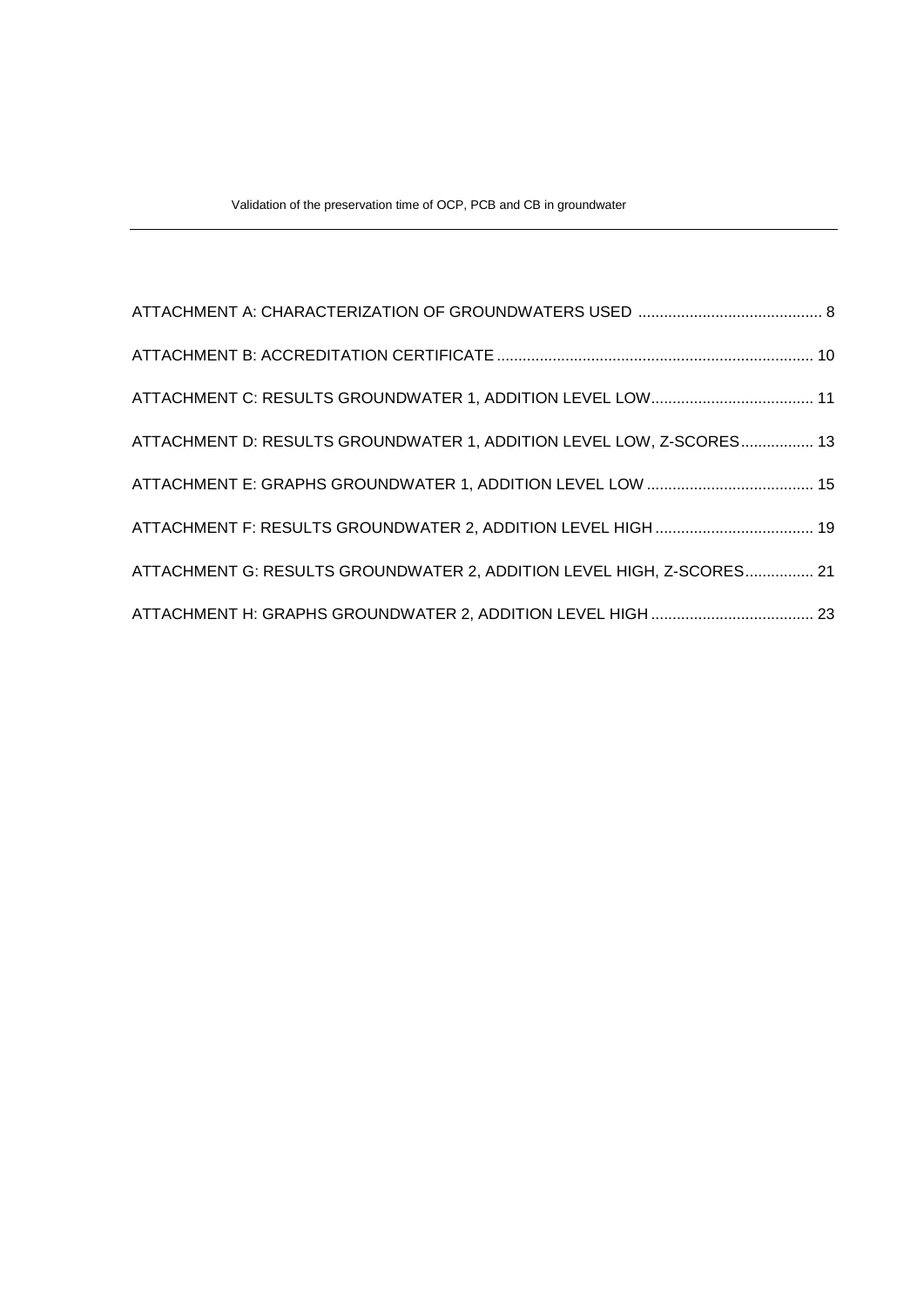ATTACHMENT A: CHARACTERIZATION OF GROUNDWATERS USED .......................................... 8

ATTACHMENT B: ACCREDITATION CERTIFICATE ......................................................................... 10

ATTACHMENT C: RESULTS GROUNDWATER 1, ADDITION LEVEL LOW..................................... 11

ATTACHMENT D: RESULTS GROUNDWATER 1, ADDITION LEVEL LOW, Z-SCORES................. 13

ATTACHMENT E: GRAPHS GROUNDWATER 1, ADDITION LEVEL LOW ...................................... 15

ATTACHMENT F: RESULTS GROUNDWATER 2, ADDITION LEVEL HIGH .................................... 19

ATTACHMENT G: RESULTS GROUNDWATER 2, ADDITION LEVEL HIGH, Z-SCORES................ 21

ATTACHMENT H: GRAPHS GROUNDWATER 2, ADDITION LEVEL HIGH ..................................... 23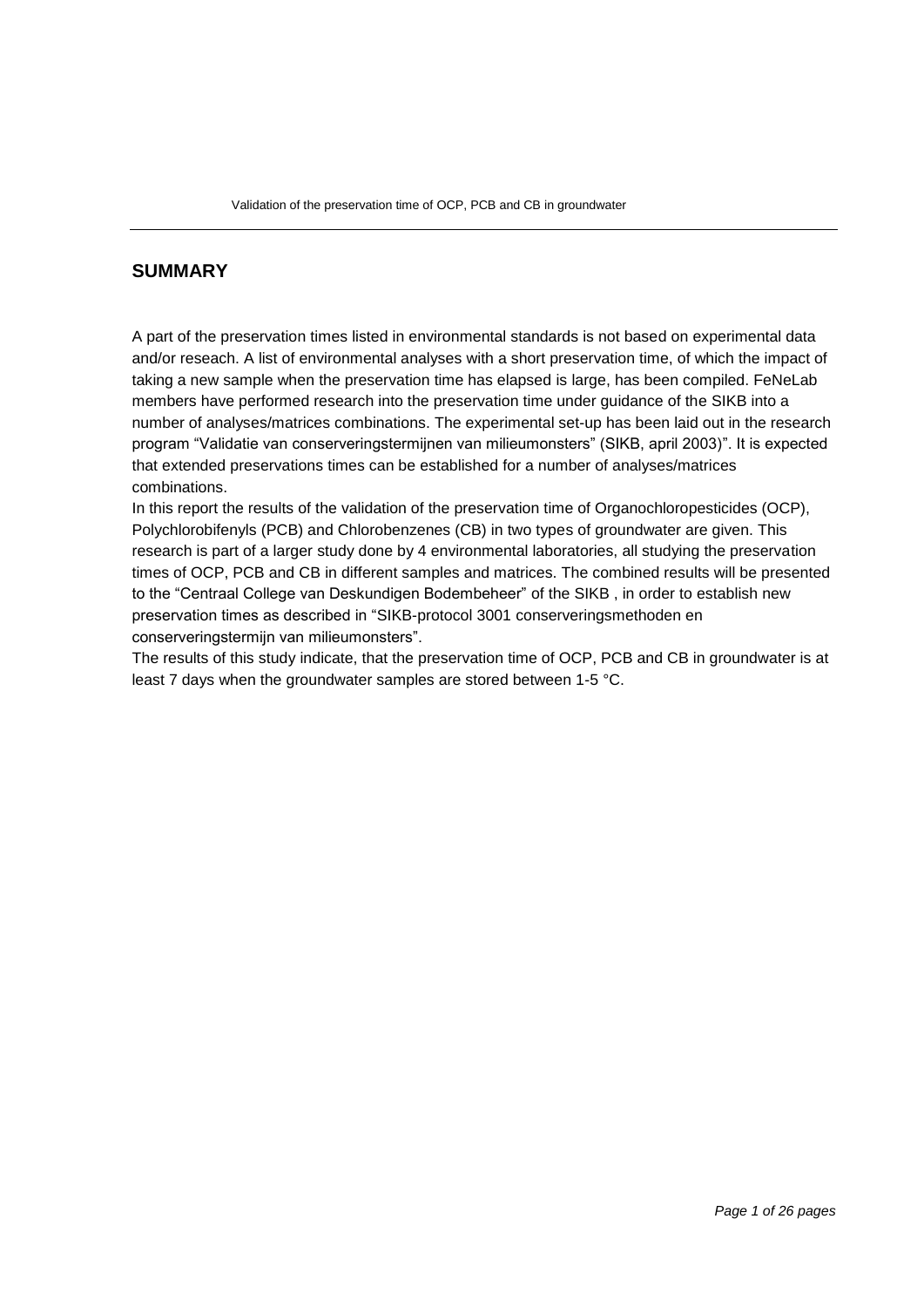## SUMMARY

A part of the preservation times listed in environmental standards is not based on experimental data and/or reseach. A list of environmental analyses with a short preservation time, of which the impact of taking a new sample when the preservation time has elapsed is large, has been compiled. FeNeLab members have performed research into the preservation time under guidance of the SIKB into a number of analyses/matrices combinations. The experimental set-up has been laid out in the research program “Validatie van conserveringstermijnen van milieumonsters” (SIKB, april 2003)”. It is expected that extended preservations times can be established for a number of analyses/matrices combinations.

In this report the results of the validation of the preservation time of Organochloropesticides (OCP), Polychlorobifenyls (PCB) and Chlorobenzenes (CB) in two types of groundwater are given. This research is part of a larger study done by 4 environmental laboratories, all studying the preservation times of OCP, PCB and CB in different samples and matrices. The combined results will be presented to the “Centraal College van Deskundigen Bodembeheer” of the SIKB , in order to establish new preservation times as described in “SIKB-protocol 3001 conserveringsmethoden en conserveringstermijn van milieumonsters”.

The results of this study indicate, that the preservation time of OCP, PCB and CB in groundwater is at least 7 days when the groundwater samples are stored between 1-5 °C.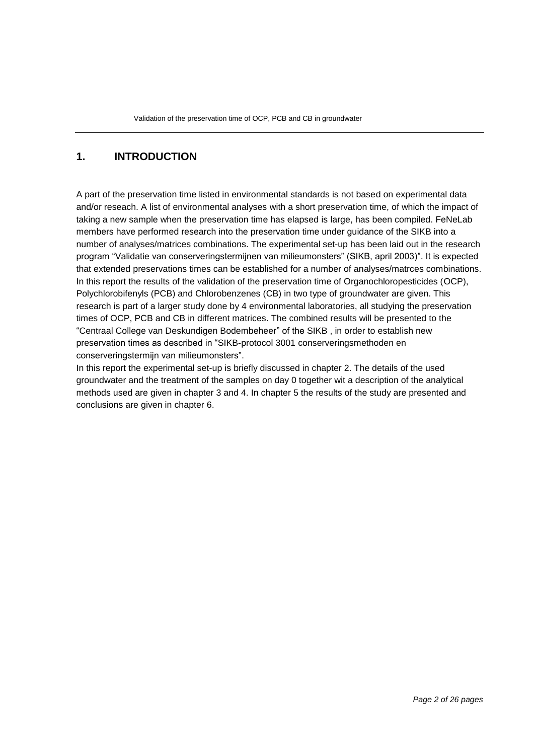# 1. INTRODUCTION

A part of the preservation time listed in environmental standards is not based on experimental data and/or reseach. A list of environmental analyses with a short preservation time, of which the impact of taking a new sample when the preservation time has elapsed is large, has been compiled. FeNeLab members have performed research into the preservation time under guidance of the SIKB into a number of analyses/matrices combinations. The experimental set-up has been laid out in the research program "Validatie van conserveringstermijnen van milieumonsters" (SIKB, april 2003)". It is expected that extended preservations times can be established for a number of analyses/matrces combinations. In this report the results of the validation of the preservation time of Organochloropesticides (OCP), Polychlorobifenyls (PCB) and Chlorobenzenes (CB) in two type of groundwater are given. This research is part of a larger study done by 4 environmental laboratories, all studying the preservation times of OCP, PCB and CB in different matrices. The combined results will be presented to the "Centraal College van Deskundigen Bodembeheer" of the SIKB , in order to establish new preservation times as described in "SIKB-protocol 3001 conserveringsmethoden en conserveringstermijn van milieumonsters".

In this report the experimental set-up is briefly discussed in chapter 2. The details of the used groundwater and the treatment of the samples on day 0 together wit a description of the analytical methods used are given in chapter 3 and 4. In chapter 5 the results of the study are presented and conclusions are given in chapter 6.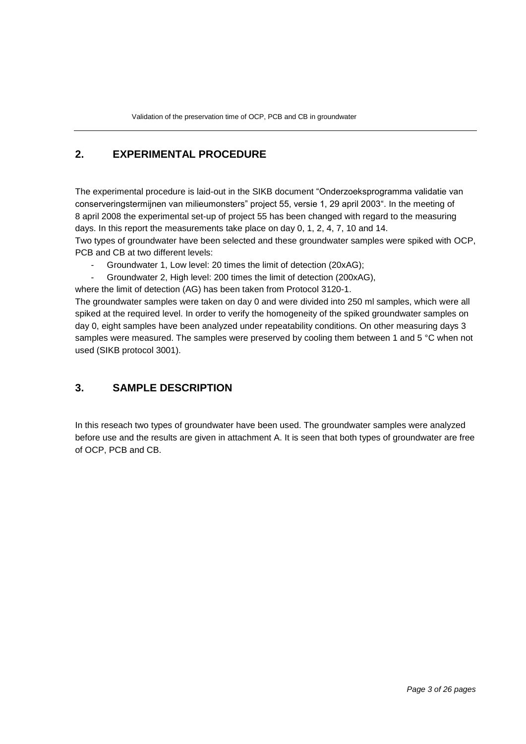## 2. EXPERIMENTAL PROCEDURE

The experimental procedure is laid-out in the SIKB document "Onderzoeksprogramma validatie van conserveringstermijnen van milieumonsters" project 55, versie 1, 29 april 2003". In the meeting of 8 april 2008 the experimental set-up of project 55 has been changed with regard to the measuring days. In this report the measurements take place on day 0, 1, 2, 4, 7, 10 and 14.

Two types of groundwater have been selected and these groundwater samples were spiked with OCP, PCB and CB at two different levels:

- Groundwater 1, Low level: 20 times the limit of detection (20xAG);
- Groundwater 2, High level: 200 times the limit of detection (200xAG),

where the limit of detection (AG) has been taken from Protocol 3120-1.

The groundwater samples were taken on day 0 and were divided into 250 ml samples, which were all spiked at the required level. In order to verify the homogeneity of the spiked groundwater samples on day 0, eight samples have been analyzed under repeatability conditions. On other measuring days 3 samples were measured. The samples were preserved by cooling them between 1 and 5 °C when not used (SIKB protocol 3001).

## 3. SAMPLE DESCRIPTION

In this reseach two types of groundwater have been used. The groundwater samples were analyzed before use and the results are given in attachment A. It is seen that both types of groundwater are free of OCP, PCB and CB.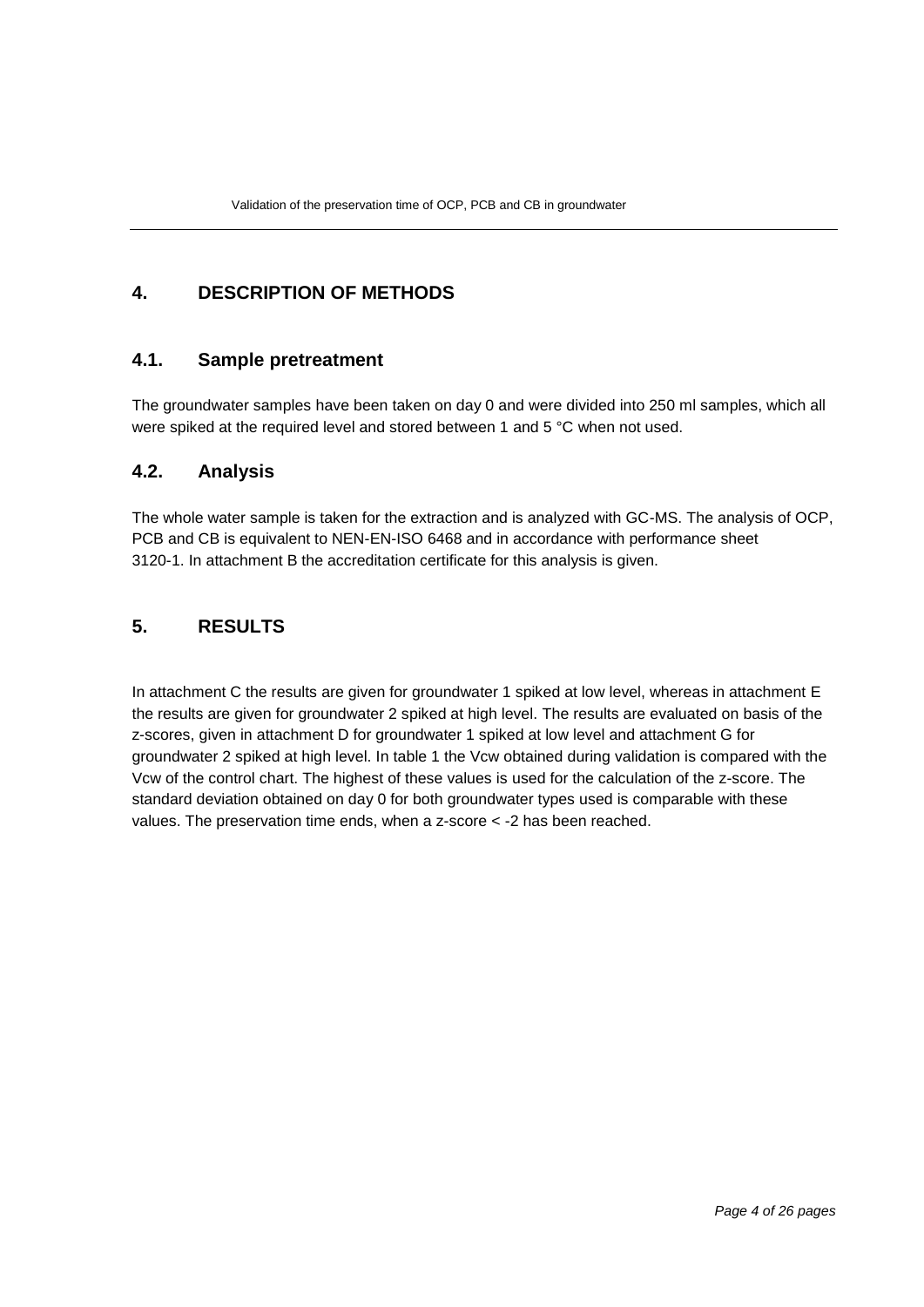## 4. DESCRIPTION OF METHODS

### 4.1. Sample pretreatment

The groundwater samples have been taken on day 0 and were divided into 250 ml samples, which all were spiked at the required level and stored between 1 and 5 °C when not used.

### 4.2. Analysis

The whole water sample is taken for the extraction and is analyzed with GC-MS. The analysis of OCP, PCB and CB is equivalent to NEN-EN-ISO 6468 and in accordance with performance sheet 3120-1. In attachment B the accreditation certificate for this analysis is given.

## 5. RESULTS

In attachment C the results are given for groundwater 1 spiked at low level, whereas in attachment E the results are given for groundwater 2 spiked at high level. The results are evaluated on basis of the z-scores, given in attachment D for groundwater 1 spiked at low level and attachment G for groundwater 2 spiked at high level. In table 1 the Vcw obtained during validation is compared with the Vcw of the control chart. The highest of these values is used for the calculation of the z-score. The standard deviation obtained on day 0 for both groundwater types used is comparable with these values. The preservation time ends, when a z-score $< -2$ has been reached.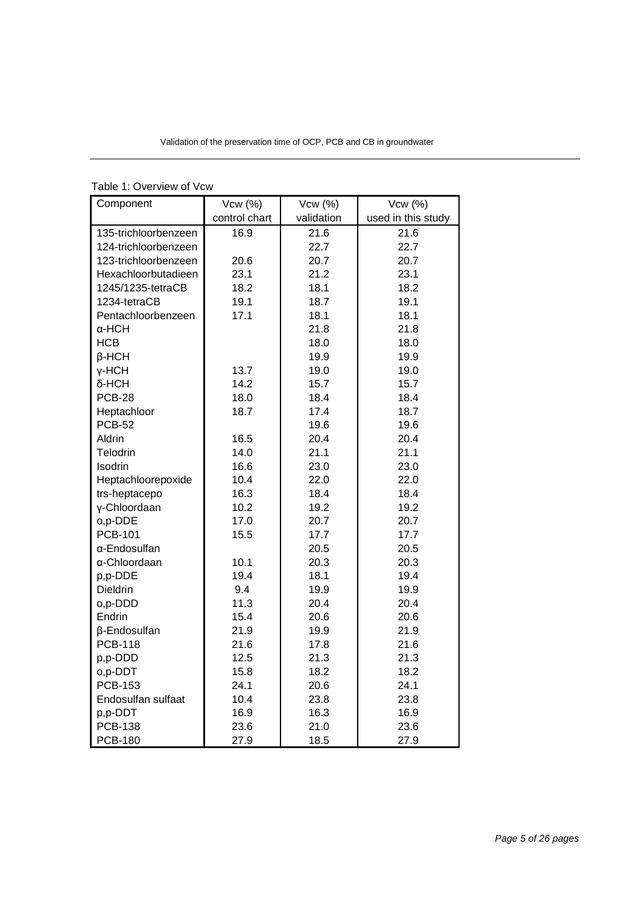Table 1: Overview of Vcw

| Component | Vcw (%) control chart | Vcw (%) validation | Vcw (%) used in this study |
|---|---|---|---|
| 135-trichloorbenzeen | 16.9 | 21.6 | 21.6 |
| 124-trichloorbenzeen | | 22.7 | 22.7 |
| 123-trichloorbenzeen | 20.6 | 20.7 | 20.7 |
| Hexachloorbutadieen | 23.1 | 21.2 | 23.1 |
| 1245/1235-tetraCB | 18.2 | 18.1 | 18.2 |
| 1234-tetraCB | 19.1 | 18.7 | 19.1 |
| Pentachloorbenzeen | 17.1 | 18.1 | 18.1 |
| α-HCH | | 21.8 | 21.8 |
| HCB | | 18.0 | 18.0 |
| β-HCH | | 19.9 | 19.9 |
| γ-HCH | 13.7 | 19.0 | 19.0 |
| δ-HCH | 14.2 | 15.7 | 15.7 |
| PCB-28 | 18.0 | 18.4 | 18.4 |
| Heptachloor | 18.7 | 17.4 | 18.7 |
| PCB-52 | | 19.6 | 19.6 |
| Aldrin | 16.5 | 20.4 | 20.4 |
| Telodrin | 14.0 | 21.1 | 21.1 |
| Isodrin | 16.6 | 23.0 | 23.0 |
| Heptachloorepoxide | 10.4 | 22.0 | 22.0 |
| trs-heptacepo | 16.3 | 18.4 | 18.4 |
| γ-Chloordaan | 10.2 | 19.2 | 19.2 |
| o,p-DDE | 17.0 | 20.7 | 20.7 |
| PCB-101 | 15.5 | 17.7 | 17.7 |
| α-Endosulfan | | 20.5 | 20.5 |
| α-Chloordaan | 10.1 | 20.3 | 20.3 |
| p,p-DDE | 19.4 | 18.1 | 19.4 |
| Dieldrin | 9.4 | 19.9 | 19.9 |
| o,p-DDD | 11.3 | 20.4 | 20.4 |
| Endrin | 15.4 | 20.6 | 20.6 |
| β-Endosulfan | 21.9 | 19.9 | 21.9 |
| PCB-118 | 21.6 | 17.8 | 21.6 |
| p,p-DDD | 12.5 | 21.3 | 21.3 |
| o,p-DDT | 15.8 | 18.2 | 18.2 |
| PCB-153 | 24.1 | 20.6 | 24.1 |
| Endosulfan sulfaat | 10.4 | 23.8 | 23.8 |
| p,p-DDT | 16.9 | 16.3 | 16.9 |
| PCB-138 | 23.6 | 21.0 | 23.6 |
| PCB-180 | 27.9 | 18.5 | 27.9 |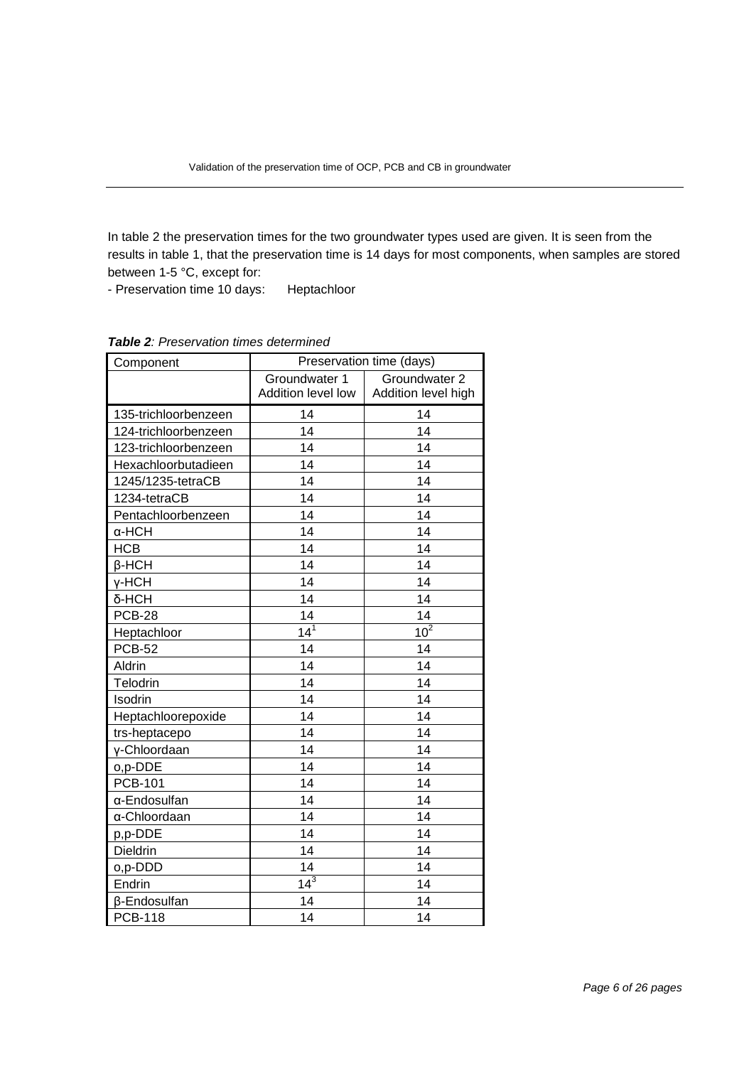In table 2 the preservation times for the two groundwater types used are given. It is seen from the results in table 1, that the preservation time is 14 days for most components, when samples are stored between 1-5 °C, except for:

- Preservation time 10 days: Heptachloor

***Table 2**: Preservation times determined*

| Component | Preservation time (days) | |
|---|---|---|
| | Groundwater 1 Addition level low | Groundwater 2 Addition level high |
| 135-trichloorbenzeen | 14 | 14 |
| 124-trichloorbenzeen | 14 | 14 |
| 123-trichloorbenzeen | 14 | 14 |
| Hexachloorbutadieen | 14 | 14 |
| 1245/1235-tetraCB | 14 | 14 |
| 1234-tetraCB | 14 | 14 |
| Pentachloorbenzeen | 14 | 14 |
| α-HCH | 14 | 14 |
| HCB | 14 | 14 |
| β-HCH | 14 | 14 |
| γ-HCH | 14 | 14 |
| δ-HCH | 14 | 14 |
| PCB-28 | 14 | 14 |
| Heptachloor | 14[1] | 10[2] |
| PCB-52 | 14 | 14 |
| Aldrin | 14 | 14 |
| Telodrin | 14 | 14 |
| Isodrin | 14 | 14 |
| Heptachloorepoxide | 14 | 14 |
| trs-heptacepo | 14 | 14 |
| γ-Chloordaan | 14 | 14 |
| o,p-DDE | 14 | 14 |
| PCB-101 | 14 | 14 |
| α-Endosulfan | 14 | 14 |
| α-Chloordaan | 14 | 14 |
| p,p-DDE | 14 | 14 |
| Dieldrin | 14 | 14 |
| o,p-DDD | 14 | 14 |
| Endrin | 14[3] | 14 |
| β-Endosulfan | 14 | 14 |
| PCB-118 | 14 | 14 |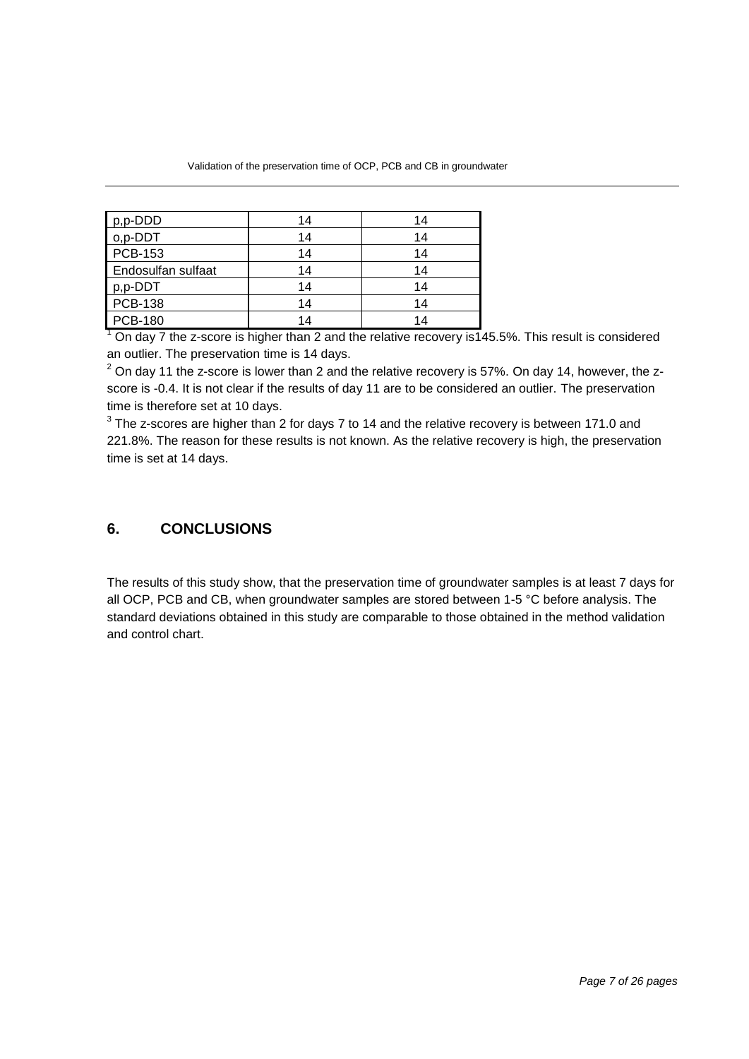| | | |
|---|---|---|
| p,p-DDD | 14 | 14 |
| o,p-DDT | 14 | 14 |
| PCB-153 | 14 | 14 |
| Endosulfan sulfaat | 14 | 14 |
| p,p-DDT | 14 | 14 |
| PCB-138 | 14 | 14 |
| PCB-180 | 14 | 14 |

[1] On day 7 the z-score is higher than 2 and the relative recovery is145.5%. This result is considered an outlier. The preservation time is 14 days.

[2] On day 11 the z-score is lower than 2 and the relative recovery is 57%. On day 14, however, the z-score is -0.4. It is not clear if the results of day 11 are to be considered an outlier. The preservation time is therefore set at 10 days.

[3] The z-scores are higher than 2 for days 7 to 14 and the relative recovery is between 171.0 and 221.8%. The reason for these results is not known. As the relative recovery is high, the preservation time is set at 14 days.

## 6. CONCLUSIONS

The results of this study show, that the preservation time of groundwater samples is at least 7 days for all OCP, PCB and CB, when groundwater samples are stored between 1-5 °C before analysis. The standard deviations obtained in this study are comparable to those obtained in the method validation and control chart.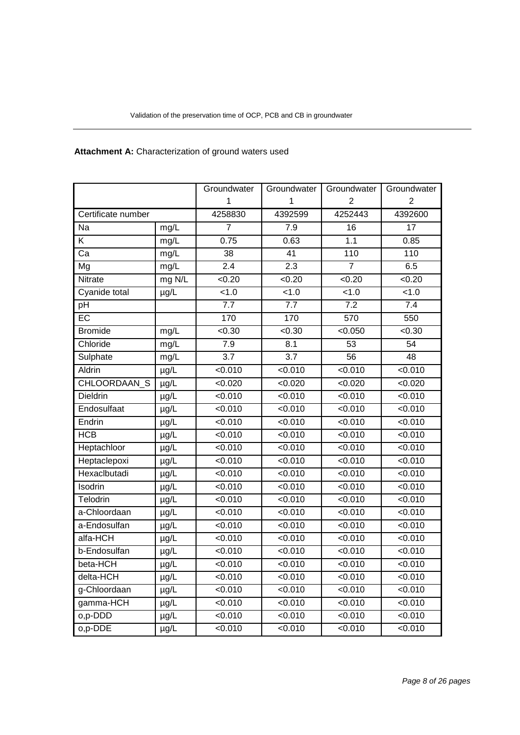**Attachment A:** Characterization of ground waters used

| | | Groundwater 1 | Groundwater 1 | Groundwater 2 | Groundwater 2 |
|---|---|---|---|---|---|
| Certificate number | | 4258830 | 4392599 | 4252443 | 4392600 |
| Na | mg/L | 7 | 7.9 | 16 | 17 |
| K | mg/L | 0.75 | 0.63 | 1.1 | 0.85 |
| Ca | mg/L | 38 | 41 | 110 | 110 |
| Mg | mg/L | 2.4 | 2.3 | 7 | 6.5 |
| Nitrate | mg N/L | <0.20 | <0.20 | <0.20 | <0.20 |
| Cyanide total | µg/L | <1.0 | <1.0 | <1.0 | <1.0 |
| pH | | 7.7 | 7.7 | 7.2 | 7.4 |
| EC | | 170 | 170 | 570 | 550 |
| Bromide | mg/L | <0.30 | <0.30 | <0.050 | <0.30 |
| Chloride | mg/L | 7.9 | 8.1 | 53 | 54 |
| Sulphate | mg/L | 3.7 | 3.7 | 56 | 48 |
| Aldrin | µg/L | <0.010 | <0.010 | <0.010 | <0.010 |
| CHLOORDAAN_S | µg/L | <0.020 | <0.020 | <0.020 | <0.020 |
| Dieldrin | µg/L | <0.010 | <0.010 | <0.010 | <0.010 |
| Endosulfaat | µg/L | <0.010 | <0.010 | <0.010 | <0.010 |
| Endrin | µg/L | <0.010 | <0.010 | <0.010 | <0.010 |
| HCB | µg/L | <0.010 | <0.010 | <0.010 | <0.010 |
| Heptachloor | µg/L | <0.010 | <0.010 | <0.010 | <0.010 |
| Heptaclepoxi | µg/L | <0.010 | <0.010 | <0.010 | <0.010 |
| Hexaclbutadi | µg/L | <0.010 | <0.010 | <0.010 | <0.010 |
| Isodrin | µg/L | <0.010 | <0.010 | <0.010 | <0.010 |
| Telodrin | µg/L | <0.010 | <0.010 | <0.010 | <0.010 |
| a-Chloordaan | µg/L | <0.010 | <0.010 | <0.010 | <0.010 |
| a-Endosulfan | µg/L | <0.010 | <0.010 | <0.010 | <0.010 |
| alfa-HCH | µg/L | <0.010 | <0.010 | <0.010 | <0.010 |
| b-Endosulfan | µg/L | <0.010 | <0.010 | <0.010 | <0.010 |
| beta-HCH | µg/L | <0.010 | <0.010 | <0.010 | <0.010 |
| delta-HCH | µg/L | <0.010 | <0.010 | <0.010 | <0.010 |
| g-Chloordaan | µg/L | <0.010 | <0.010 | <0.010 | <0.010 |
| gamma-HCH | µg/L | <0.010 | <0.010 | <0.010 | <0.010 |
| o,p-DDD | µg/L | <0.010 | <0.010 | <0.010 | <0.010 |
| o,p-DDE | µg/L | <0.010 | <0.010 | <0.010 | <0.010 |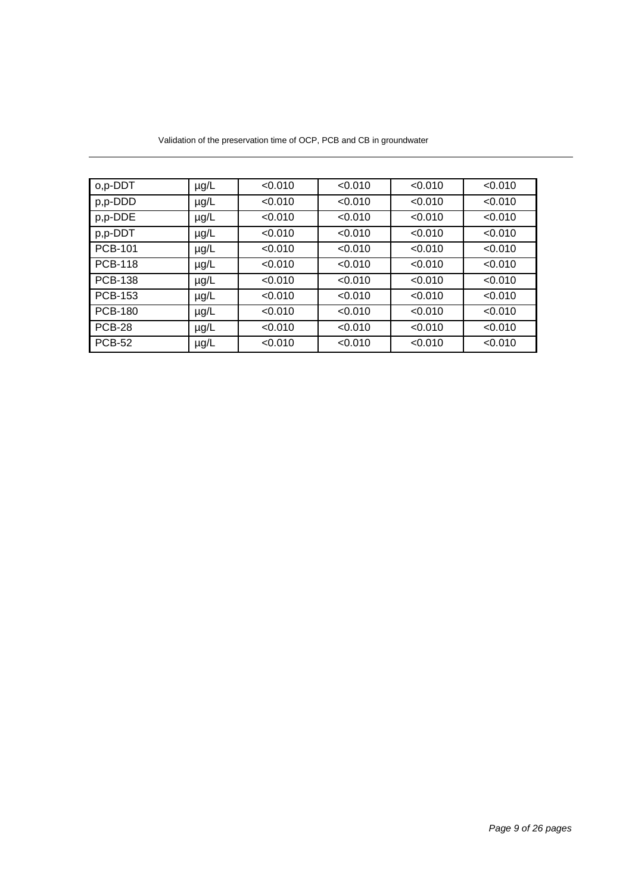| | | | | | |
|---|---|---|---|---|---|
| o,p-DDT | µg/L | <0.010 | <0.010 | <0.010 | <0.010 |
| p,p-DDD | µg/L | <0.010 | <0.010 | <0.010 | <0.010 |
| p,p-DDE | µg/L | <0.010 | <0.010 | <0.010 | <0.010 |
| p,p-DDT | µg/L | <0.010 | <0.010 | <0.010 | <0.010 |
| PCB-101 | µg/L | <0.010 | <0.010 | <0.010 | <0.010 |
| PCB-118 | µg/L | <0.010 | <0.010 | <0.010 | <0.010 |
| PCB-138 | µg/L | <0.010 | <0.010 | <0.010 | <0.010 |
| PCB-153 | µg/L | <0.010 | <0.010 | <0.010 | <0.010 |
| PCB-180 | µg/L | <0.010 | <0.010 | <0.010 | <0.010 |
| PCB-28 | µg/L | <0.010 | <0.010 | <0.010 | <0.010 |
| PCB-52 | µg/L | <0.010 | <0.010 | <0.010 | <0.010 |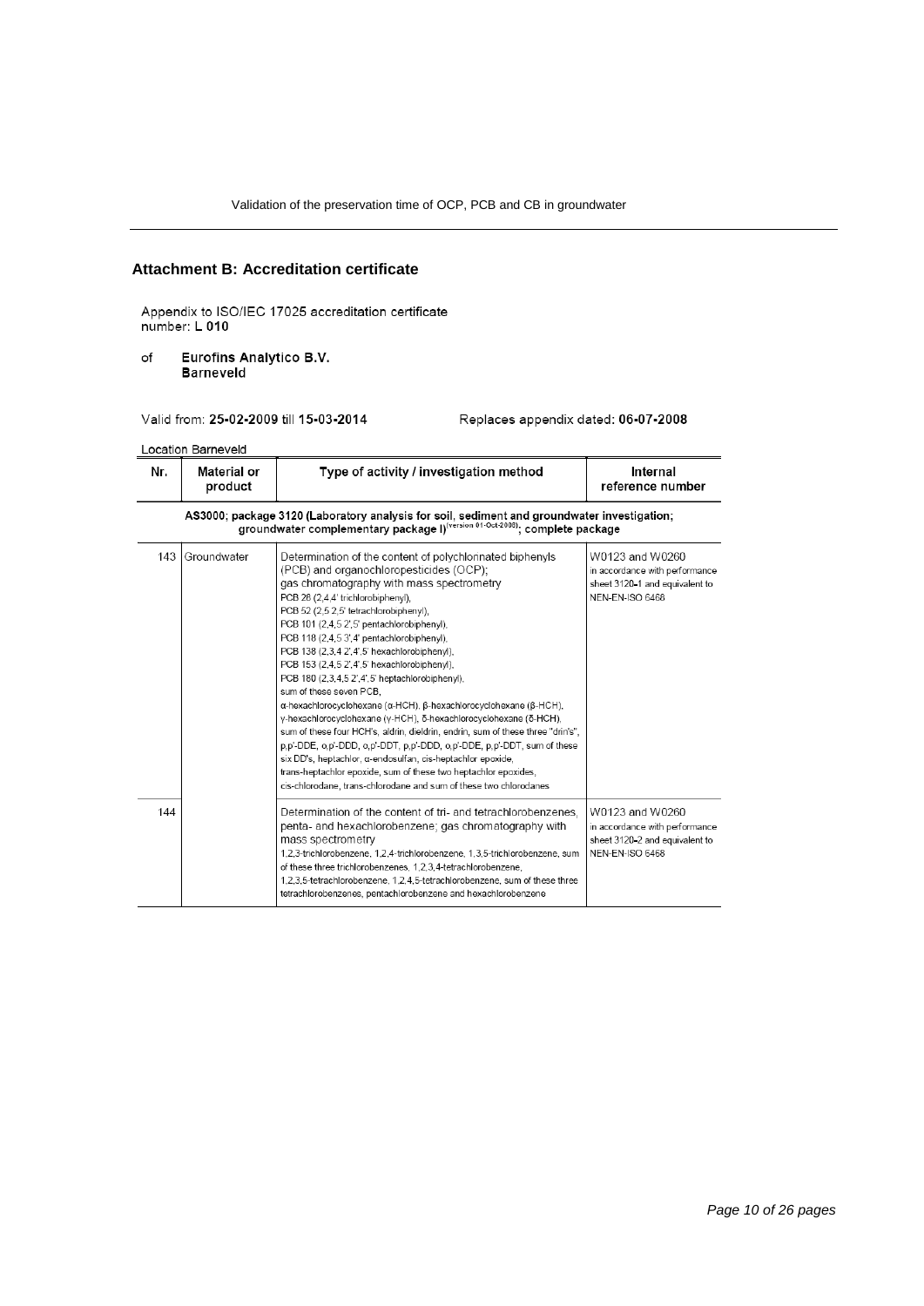## Attachment B: Accreditation certificate

Appendix to ISO/IEC 17025 accreditation certificate number: **L 010**

of **Eurofins Analytico B.V. Barneveld**

Valid from: **25-02-2009** till **15-03-2014** Replaces appendix dated: **06-07-2008**

Location Barneveld

| Nr. | Material or product | Type of activity / investigation method | Internal reference number |
|---|---|---|---|
| | | **AS3000; package 3120 (Laboratory analysis for soil, sediment and groundwater investigation; groundwater complementary package I)** (version 01-Oct-2008)**; complete package** | |
| 143 | Groundwater | Determination of the content of polychlorinated biphenyls (PCB) and organochloropesticides (OCP); gas chromatography with mass spectrometry PCB 28 (2,4,4' trichlorobiphenyl), PCB 52 (2,5 2',5' tetrachlorobiphenyl), PCB 101 (2,4,5 2',5' pentachlorobiphenyl), PCB 118 (2,4,5 3',4' pentachlorobiphenyl), PCB 138 (2,3,4 2',4',5' hexachlorobiphenyl), PCB 153 (2,4,5 2',4',5' hexachlorobiphenyl), PCB 180 (2,3,4,5 2',4',5' heptachlorobiphenyl), sum of these seven PCB, α-hexachlorocyclohexane (α-HCH), β-hexachlorocyclohexane (β-HCH), γ-hexachlorocyclohexane (γ-HCH), δ-hexachlorocyclohexane (δ-HCH), sum of these four HCH's, aldrin, dieldrin, endrin, sum of these three "drin's", p,p'-DDE, o,p'-DDD, o,p'-DDT, p,p'-DDD, o,p'-DDE, p,p'-DDT, sum of these six DD's, heptachlor, α-endosulfan, cis-heptachlor epoxide, trans-heptachlor epoxide, sum of these two heptachlor epoxides, cis-chlorodane, trans-chlorodane and sum of these two chlorodanes | W0123 and W0260 in accordance with performance sheet 3120-1 and equivalent to NEN-EN-ISO 6468 |
| 144 | | Determination of the content of tri- and tetrachlorobenzenes, penta- and hexachlorobenzene; gas chromatography with mass spectrometry 1,2,3-trichlorobenzene, 1,2,4-trichlorobenzene, 1,3,5-trichlorobenzene, sum of these three trichlorobenzenes, 1,2,3,4-tetrachlorobenzene, 1,2,3,5-tetrachlorobenzene, 1,2,4,5-tetrachlorobenzene, sum of these three tetrachlorobenzenes, pentachlorobenzene and hexachlorobenzene | W0123 and W0260 in accordance with performance sheet 3120-2 and equivalent to NEN-EN-ISO 6468 |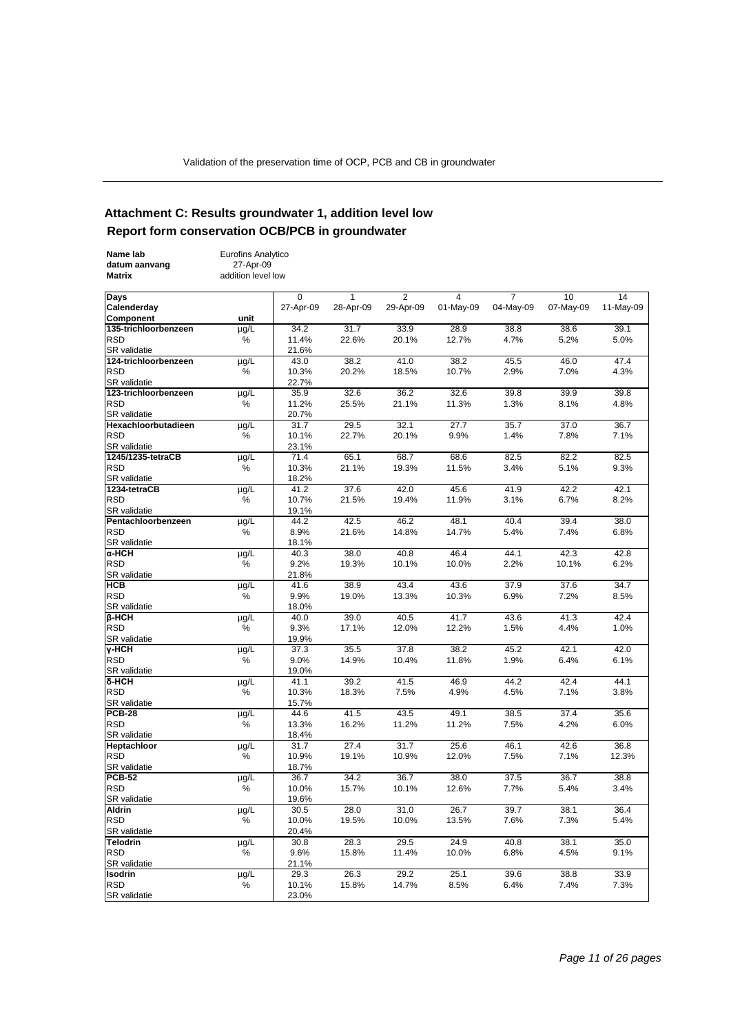## Attachment C: Results groundwater 1, addition level low

## Report form conservation OCB/PCB in groundwater

**Name lab** Eurofins Analytico
**datum aanvang** 27-Apr-09
**Matrix** addition level low

| **Days** | | 0 | 1 | 2 | 4 | 7 | 10 | 14 |
|---|---|---|---|---|---|---|---|---|
| **Calenderday** | | 27-Apr-09 | 28-Apr-09 | 29-Apr-09 | 01-May-09 | 04-May-09 | 07-May-09 | 11-May-09 |
| **Component** | **unit** | | | | | | | |
| **135-trichloorbenzeen** | µg/L | 34.2 | 31.7 | 33.9 | 28.9 | 38.8 | 38.6 | 39.1 |
| RSD | % | 11.4% | 22.6% | 20.1% | 12.7% | 4.7% | 5.2% | 5.0% |
| SR validatie | | 21.6% | | | | | | |
| **124-trichloorbenzeen** | µg/L | 43.0 | 38.2 | 41.0 | 38.2 | 45.5 | 46.0 | 47.4 |
| RSD | % | 10.3% | 20.2% | 18.5% | 10.7% | 2.9% | 7.0% | 4.3% |
| SR validatie | | 22.7% | | | | | | |
| **123-trichloorbenzeen** | µg/L | 35.9 | 32.6 | 36.2 | 32.6 | 39.8 | 39.9 | 39.8 |
| RSD | % | 11.2% | 25.5% | 21.1% | 11.3% | 1.3% | 8.1% | 4.8% |
| SR validatie | | 20.7% | | | | | | |
| **Hexachloorbutadieen** | µg/L | 31.7 | 29.5 | 32.1 | 27.7 | 35.7 | 37.0 | 36.7 |
| RSD | % | 10.1% | 22.7% | 20.1% | 9.9% | 1.4% | 7.8% | 7.1% |
| SR validatie | | 23.1% | | | | | | |
| **1245/1235-tetraCB** | µg/L | 71.4 | 65.1 | 68.7 | 68.6 | 82.5 | 82.2 | 82.5 |
| RSD | % | 10.3% | 21.1% | 19.3% | 11.5% | 3.4% | 5.1% | 9.3% |
| SR validatie | | 18.2% | | | | | | |
| **1234-tetraCB** | µg/L | 41.2 | 37.6 | 42.0 | 45.6 | 41.9 | 42.2 | 42.1 |
| RSD | % | 10.7% | 21.5% | 19.4% | 11.9% | 3.1% | 6.7% | 8.2% |
| SR validatie | | 19.1% | | | | | | |
| **Pentachloorbenzeen** | µg/L | 44.2 | 42.5 | 46.2 | 48.1 | 40.4 | 39.4 | 38.0 |
| RSD | % | 8.9% | 21.6% | 14.8% | 14.7% | 5.4% | 7.4% | 6.8% |
| SR validatie | | 18.1% | | | | | | |
| **α-HCH** | µg/L | 40.3 | 38.0 | 40.8 | 46.4 | 44.1 | 42.3 | 42.8 |
| RSD | % | 9.2% | 19.3% | 10.1% | 10.0% | 2.2% | 10.1% | 6.2% |
| SR validatie | | 21.8% | | | | | | |
| **HCB** | µg/L | 41.6 | 38.9 | 43.4 | 43.6 | 37.9 | 37.6 | 34.7 |
| RSD | % | 9.9% | 19.0% | 13.3% | 10.3% | 6.9% | 7.2% | 8.5% |
| SR validatie | | 18.0% | | | | | | |
| **β-HCH** | µg/L | 40.0 | 39.0 | 40.5 | 41.7 | 43.6 | 41.3 | 42.4 |
| RSD | % | 9.3% | 17.1% | 12.0% | 12.2% | 1.5% | 4.4% | 1.0% |
| SR validatie | | 19.9% | | | | | | |
| **γ-HCH** | µg/L | 37.3 | 35.5 | 37.8 | 38.2 | 45.2 | 42.1 | 42.0 |
| RSD | % | 9.0% | 14.9% | 10.4% | 11.8% | 1.9% | 6.4% | 6.1% |
| SR validatie | | 19.0% | | | | | | |
| **δ-HCH** | µg/L | 41.1 | 39.2 | 41.5 | 46.9 | 44.2 | 42.4 | 44.1 |
| RSD | % | 10.3% | 18.3% | 7.5% | 4.9% | 4.5% | 7.1% | 3.8% |
| SR validatie | | 15.7% | | | | | | |
| **PCB-28** | µg/L | 44.6 | 41.5 | 43.5 | 49.1 | 38.5 | 37.4 | 35.6 |
| RSD | % | 13.3% | 16.2% | 11.2% | 11.2% | 7.5% | 4.2% | 6.0% |
| SR validatie | | 18.4% | | | | | | |
| **Heptachloor** | µg/L | 31.7 | 27.4 | 31.7 | 25.6 | 46.1 | 42.6 | 36.8 |
| RSD | % | 10.9% | 19.1% | 10.9% | 12.0% | 7.5% | 7.1% | 12.3% |
| SR validatie | | 18.7% | | | | | | |
| **PCB-52** | µg/L | 36.7 | 34.2 | 36.7 | 38.0 | 37.5 | 36.7 | 38.8 |
| RSD | % | 10.0% | 15.7% | 10.1% | 12.6% | 7.7% | 5.4% | 3.4% |
| SR validatie | | 19.6% | | | | | | |
| **Aldrin** | µg/L | 30.5 | 28.0 | 31.0 | 26.7 | 39.7 | 38.1 | 36.4 |
| RSD | % | 10.0% | 19.5% | 10.0% | 13.5% | 7.6% | 7.3% | 5.4% |
| SR validatie | | 20.4% | | | | | | |
| **Telodrin** | µg/L | 30.8 | 28.3 | 29.5 | 24.9 | 40.8 | 38.1 | 35.0 |
| RSD | % | 9.6% | 15.8% | 11.4% | 10.0% | 6.8% | 4.5% | 9.1% |
| SR validatie | | 21.1% | | | | | | |
| **Isodrin** | µg/L | 29.3 | 26.3 | 29.2 | 25.1 | 39.6 | 38.8 | 33.9 |
| RSD | % | 10.1% | 15.8% | 14.7% | 8.5% | 6.4% | 7.4% | 7.3% |
| SR validatie | | 23.0% | | | | | | |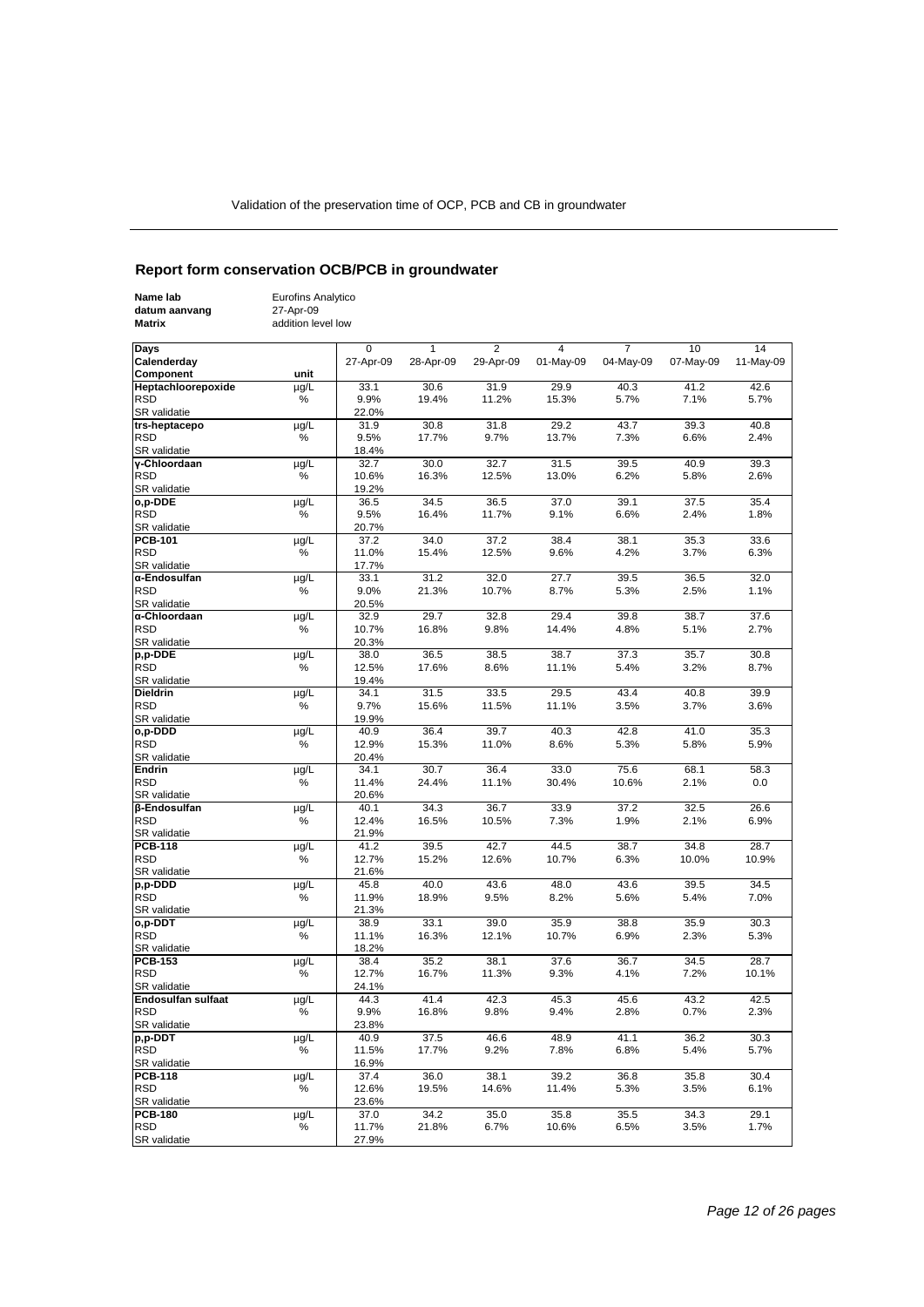## Report form conservation OCB/PCB in groundwater

**Name lab** Eurofins Analytico
**datum aanvang** 27-Apr-09
**Matrix** addition level low

| **Days** | | 0 | 1 | 2 | 4 | 7 | 10 | 14 |
|---|---|---|---|---|---|---|---|---|
| **Calenderday** | | 27-Apr-09 | 28-Apr-09 | 29-Apr-09 | 01-May-09 | 04-May-09 | 07-May-09 | 11-May-09 |
| **Component** | **unit** | | | | | | | |
| **Heptachloorepoxide** | µg/L | 33.1 | 30.6 | 31.9 | 29.9 | 40.3 | 41.2 | 42.6 |
| RSD | % | 9.9% | 19.4% | 11.2% | 15.3% | 5.7% | 7.1% | 5.7% |
| SR validatie | | 22.0% | | | | | | |
| **trs-heptacepo** | µg/L | 31.9 | 30.8 | 31.8 | 29.2 | 43.7 | 39.3 | 40.8 |
| RSD | % | 9.5% | 17.7% | 9.7% | 13.7% | 7.3% | 6.6% | 2.4% |
| SR validatie | | 18.4% | | | | | | |
| **γ-Chloordaan** | µg/L | 32.7 | 30.0 | 32.7 | 31.5 | 39.5 | 40.9 | 39.3 |
| RSD | % | 10.6% | 16.3% | 12.5% | 13.0% | 6.2% | 5.8% | 2.6% |
| SR validatie | | 19.2% | | | | | | |
| **o,p-DDE** | µg/L | 36.5 | 34.5 | 36.5 | 37.0 | 39.1 | 37.5 | 35.4 |
| RSD | % | 9.5% | 16.4% | 11.7% | 9.1% | 6.6% | 2.4% | 1.8% |
| SR validatie | | 20.7% | | | | | | |
| **PCB-101** | µg/L | 37.2 | 34.0 | 37.2 | 38.4 | 38.1 | 35.3 | 33.6 |
| RSD | % | 11.0% | 15.4% | 12.5% | 9.6% | 4.2% | 3.7% | 6.3% |
| SR validatie | | 17.7% | | | | | | |
| **α-Endosulfan** | µg/L | 33.1 | 31.2 | 32.0 | 27.7 | 39.5 | 36.5 | 32.0 |
| RSD | % | 9.0% | 21.3% | 10.7% | 8.7% | 5.3% | 2.5% | 1.1% |
| SR validatie | | 20.5% | | | | | | |
| **α-Chloordaan** | µg/L | 32.9 | 29.7 | 32.8 | 29.4 | 39.8 | 38.7 | 37.6 |
| RSD | % | 10.7% | 16.8% | 9.8% | 14.4% | 4.8% | 5.1% | 2.7% |
| SR validatie | | 20.3% | | | | | | |
| **p,p-DDE** | µg/L | 38.0 | 36.5 | 38.5 | 38.7 | 37.3 | 35.7 | 30.8 |
| RSD | % | 12.5% | 17.6% | 8.6% | 11.1% | 5.4% | 3.2% | 8.7% |
| SR validatie | | 19.4% | | | | | | |
| **Dieldrin** | µg/L | 34.1 | 31.5 | 33.5 | 29.5 | 43.4 | 40.8 | 39.9 |
| RSD | % | 9.7% | 15.6% | 11.5% | 11.1% | 3.5% | 3.7% | 3.6% |
| SR validatie | | 19.9% | | | | | | |
| **o,p-DDD** | µg/L | 40.9 | 36.4 | 39.7 | 40.3 | 42.8 | 41.0 | 35.3 |
| RSD | % | 12.9% | 15.3% | 11.0% | 8.6% | 5.3% | 5.8% | 5.9% |
| SR validatie | | 20.4% | | | | | | |
| **Endrin** | µg/L | 34.1 | 30.7 | 36.4 | 33.0 | 75.6 | 68.1 | 58.3 |
| RSD | % | 11.4% | 24.4% | 11.1% | 30.4% | 10.6% | 2.1% | 0.0 |
| SR validatie | | 20.6% | | | | | | |
| **β-Endosulfan** | µg/L | 40.1 | 34.3 | 36.7 | 33.9 | 37.2 | 32.5 | 26.6 |
| RSD | % | 12.4% | 16.5% | 10.5% | 7.3% | 1.9% | 2.1% | 6.9% |
| SR validatie | | 21.9% | | | | | | |
| **PCB-118** | µg/L | 41.2 | 39.5 | 42.7 | 44.5 | 38.7 | 34.8 | 28.7 |
| RSD | % | 12.7% | 15.2% | 12.6% | 10.7% | 6.3% | 10.0% | 10.9% |
| SR validatie | | 21.6% | | | | | | |
| **p,p-DDD** | µg/L | 45.8 | 40.0 | 43.6 | 48.0 | 43.6 | 39.5 | 34.5 |
| RSD | % | 11.9% | 18.9% | 9.5% | 8.2% | 5.6% | 5.4% | 7.0% |
| SR validatie | | 21.3% | | | | | | |
| **o,p-DDT** | µg/L | 38.9 | 33.1 | 39.0 | 35.9 | 38.8 | 35.9 | 30.3 |
| RSD | % | 11.1% | 16.3% | 12.1% | 10.7% | 6.9% | 2.3% | 5.3% |
| SR validatie | | 18.2% | | | | | | |
| **PCB-153** | µg/L | 38.4 | 35.2 | 38.1 | 37.6 | 36.7 | 34.5 | 28.7 |
| RSD | % | 12.7% | 16.7% | 11.3% | 9.3% | 4.1% | 7.2% | 10.1% |
| SR validatie | | 24.1% | | | | | | |
| **Endosulfan sulfaat** | µg/L | 44.3 | 41.4 | 42.3 | 45.3 | 45.6 | 43.2 | 42.5 |
| RSD | % | 9.9% | 16.8% | 9.8% | 9.4% | 2.8% | 0.7% | 2.3% |
| SR validatie | | 23.8% | | | | | | |
| **p,p-DDT** | µg/L | 40.9 | 37.5 | 46.6 | 48.9 | 41.1 | 36.2 | 30.3 |
| RSD | % | 11.5% | 17.7% | 9.2% | 7.8% | 6.8% | 5.4% | 5.7% |
| SR validatie | | 16.9% | | | | | | |
| **PCB-118** | µg/L | 37.4 | 36.0 | 38.1 | 39.2 | 36.8 | 35.8 | 30.4 |
| RSD | % | 12.6% | 19.5% | 14.6% | 11.4% | 5.3% | 3.5% | 6.1% |
| SR validatie | | 23.6% | | | | | | |
| **PCB-180** | µg/L | 37.0 | 34.2 | 35.0 | 35.8 | 35.5 | 34.3 | 29.1 |
| RSD | % | 11.7% | 21.8% | 6.7% | 10.6% | 6.5% | 3.5% | 1.7% |
| SR validatie | | 27.9% | | | | | | |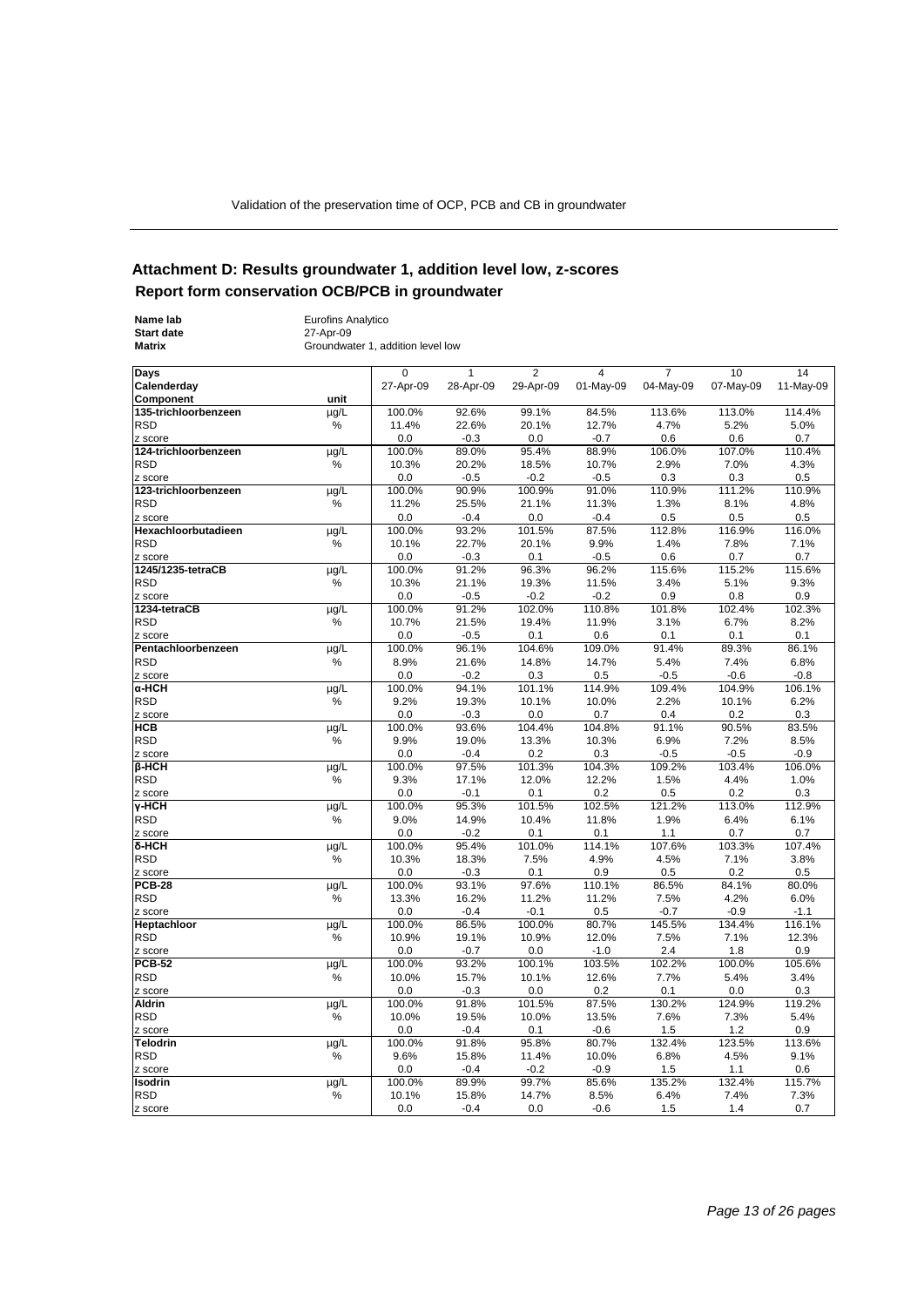## Attachment D: Results groundwater 1, addition level low, z-scores

### Report form conservation OCB/PCB in groundwater

**Name lab** Eurofins Analytico
**Start date** 27-Apr-09
**Matrix** Groundwater 1, addition level low

| **Days** | | 0 | 1 | 2 | 4 | 7 | 10 | 14 |
|---|---|---|---|---|---|---|---|---|
| **Calenderday** | | 27-Apr-09 | 28-Apr-09 | 29-Apr-09 | 01-May-09 | 04-May-09 | 07-May-09 | 11-May-09 |
| **Component** | **unit** | | | | | | | |
| **135-trichloorbenzeen** | µg/L | 100.0% | 92.6% | 99.1% | 84.5% | 113.6% | 113.0% | 114.4% |
| RSD | % | 11.4% | 22.6% | 20.1% | 12.7% | 4.7% | 5.2% | 5.0% |
| z score | | 0.0 | -0.3 | 0.0 | -0.7 | 0.6 | 0.6 | 0.7 |
| **124-trichloorbenzeen** | µg/L | 100.0% | 89.0% | 95.4% | 88.9% | 106.0% | 107.0% | 110.4% |
| RSD | % | 10.3% | 20.2% | 18.5% | 10.7% | 2.9% | 7.0% | 4.3% |
| z score | | 0.0 | -0.5 | -0.2 | -0.5 | 0.3 | 0.3 | 0.5 |
| **123-trichloorbenzeen** | µg/L | 100.0% | 90.9% | 100.9% | 91.0% | 110.9% | 111.2% | 110.9% |
| RSD | % | 11.2% | 25.5% | 21.1% | 11.3% | 1.3% | 8.1% | 4.8% |
| z score | | 0.0 | -0.4 | 0.0 | -0.4 | 0.5 | 0.5 | 0.5 |
| **Hexachloorbutadieen** | µg/L | 100.0% | 93.2% | 101.5% | 87.5% | 112.8% | 116.9% | 116.0% |
| RSD | % | 10.1% | 22.7% | 20.1% | 9.9% | 1.4% | 7.8% | 7.1% |
| z score | | 0.0 | -0.3 | 0.1 | -0.5 | 0.6 | 0.7 | 0.7 |
| **1245/1235-tetraCB** | µg/L | 100.0% | 91.2% | 96.3% | 96.2% | 115.6% | 115.2% | 115.6% |
| RSD | % | 10.3% | 21.1% | 19.3% | 11.5% | 3.4% | 5.1% | 9.3% |
| z score | | 0.0 | -0.5 | -0.2 | -0.2 | 0.9 | 0.8 | 0.9 |
| **1234-tetraCB** | µg/L | 100.0% | 91.2% | 102.0% | 110.8% | 101.8% | 102.4% | 102.3% |
| RSD | % | 10.7% | 21.5% | 19.4% | 11.9% | 3.1% | 6.7% | 8.2% |
| z score | | 0.0 | -0.5 | 0.1 | 0.6 | 0.1 | 0.1 | 0.1 |
| **Pentachloorbenzeen** | µg/L | 100.0% | 96.1% | 104.6% | 109.0% | 91.4% | 89.3% | 86.1% |
| RSD | % | 8.9% | 21.6% | 14.8% | 14.7% | 5.4% | 7.4% | 6.8% |
| z score | | 0.0 | -0.2 | 0.3 | 0.5 | -0.5 | -0.6 | -0.8 |
| **α-HCH** | µg/L | 100.0% | 94.1% | 101.1% | 114.9% | 109.4% | 104.9% | 106.1% |
| RSD | % | 9.2% | 19.3% | 10.1% | 10.0% | 2.2% | 10.1% | 6.2% |
| z score | | 0.0 | -0.3 | 0.0 | 0.7 | 0.4 | 0.2 | 0.3 |
| **HCB** | µg/L | 100.0% | 93.6% | 104.4% | 104.8% | 91.1% | 90.5% | 83.5% |
| RSD | % | 9.9% | 19.0% | 13.3% | 10.3% | 6.9% | 7.2% | 8.5% |
| z score | | 0.0 | -0.4 | 0.2 | 0.3 | -0.5 | -0.5 | -0.9 |
| **β-HCH** | µg/L | 100.0% | 97.5% | 101.3% | 104.3% | 109.2% | 103.4% | 106.0% |
| RSD | % | 9.3% | 17.1% | 12.0% | 12.2% | 1.5% | 4.4% | 1.0% |
| z score | | 0.0 | -0.1 | 0.1 | 0.2 | 0.5 | 0.2 | 0.3 |
| **γ-HCH** | µg/L | 100.0% | 95.3% | 101.5% | 102.5% | 121.2% | 113.0% | 112.9% |
| RSD | % | 9.0% | 14.9% | 10.4% | 11.8% | 1.9% | 6.4% | 6.1% |
| z score | | 0.0 | -0.2 | 0.1 | 0.1 | 1.1 | 0.7 | 0.7 |
| **δ-HCH** | µg/L | 100.0% | 95.4% | 101.0% | 114.1% | 107.6% | 103.3% | 107.4% |
| RSD | % | 10.3% | 18.3% | 7.5% | 4.9% | 4.5% | 7.1% | 3.8% |
| z score | | 0.0 | -0.3 | 0.1 | 0.9 | 0.5 | 0.2 | 0.5 |
| **PCB-28** | µg/L | 100.0% | 93.1% | 97.6% | 110.1% | 86.5% | 84.1% | 80.0% |
| RSD | % | 13.3% | 16.2% | 11.2% | 11.2% | 7.5% | 4.2% | 6.0% |
| z score | | 0.0 | -0.4 | -0.1 | 0.5 | -0.7 | -0.9 | -1.1 |
| **Heptachloor** | µg/L | 100.0% | 86.5% | 100.0% | 80.7% | 145.5% | 134.4% | 116.1% |
| RSD | % | 10.9% | 19.1% | 10.9% | 12.0% | 7.5% | 7.1% | 12.3% |
| z score | | 0.0 | -0.7 | 0.0 | -1.0 | 2.4 | 1.8 | 0.9 |
| **PCB-52** | µg/L | 100.0% | 93.2% | 100.1% | 103.5% | 102.2% | 100.0% | 105.6% |
| RSD | % | 10.0% | 15.7% | 10.1% | 12.6% | 7.7% | 5.4% | 3.4% |
| z score | | 0.0 | -0.3 | 0.0 | 0.2 | 0.1 | 0.0 | 0.3 |
| **Aldrin** | µg/L | 100.0% | 91.8% | 101.5% | 87.5% | 130.2% | 124.9% | 119.2% |
| RSD | % | 10.0% | 19.5% | 10.0% | 13.5% | 7.6% | 7.3% | 5.4% |
| z score | | 0.0 | -0.4 | 0.1 | -0.6 | 1.5 | 1.2 | 0.9 |
| **Telodrin** | µg/L | 100.0% | 91.8% | 95.8% | 80.7% | 132.4% | 123.5% | 113.6% |
| RSD | % | 9.6% | 15.8% | 11.4% | 10.0% | 6.8% | 4.5% | 9.1% |
| z score | | 0.0 | -0.4 | -0.2 | -0.9 | 1.5 | 1.1 | 0.6 |
| **Isodrin** | µg/L | 100.0% | 89.9% | 99.7% | 85.6% | 135.2% | 132.4% | 115.7% |
| RSD | % | 10.1% | 15.8% | 14.7% | 8.5% | 6.4% | 7.4% | 7.3% |
| z score | | 0.0 | -0.4 | 0.0 | -0.6 | 1.5 | 1.4 | 0.7 |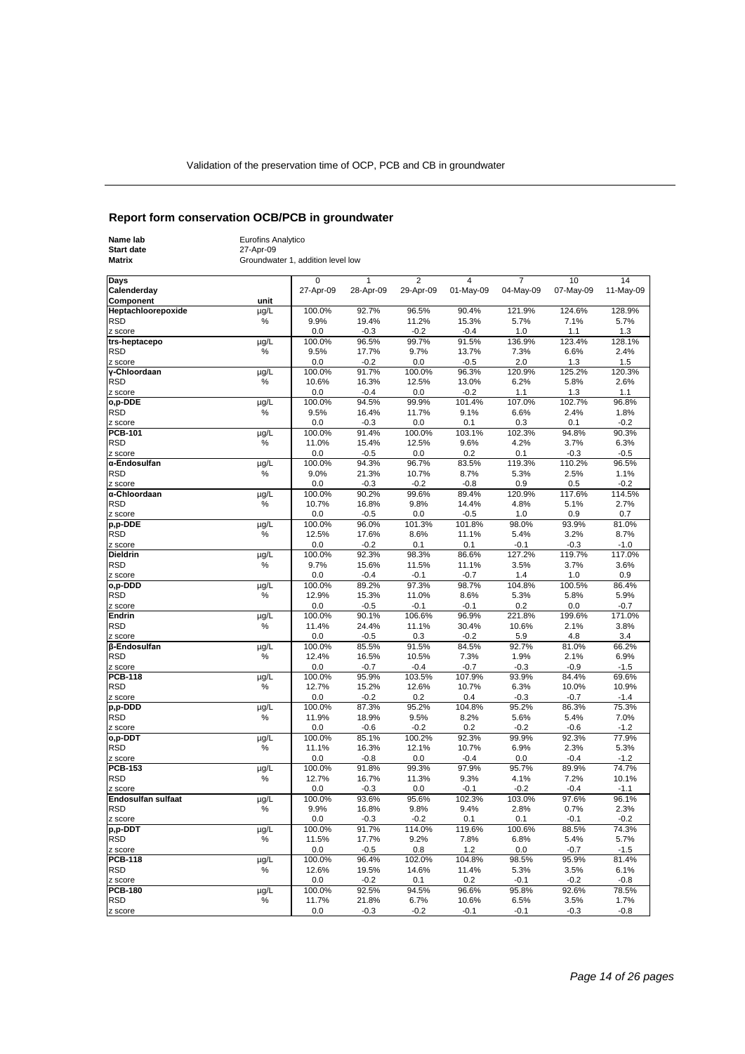## Report form conservation OCB/PCB in groundwater

**Name lab** Eurofins Analytico
**Start date** 27-Apr-09
**Matrix** Groundwater 1, addition level low

| **Days** | | 0 | 1 | 2 | 4 | 7 | 10 | 14 |
|---|---|---|---|---|---|---|---|---|
| **Calenderday** | | 27-Apr-09 | 28-Apr-09 | 29-Apr-09 | 01-May-09 | 04-May-09 | 07-May-09 | 11-May-09 |
| **Component** | **unit** | | | | | | | |
| **Heptachloorepoxide** | µg/L | 100.0% | 92.7% | 96.5% | 90.4% | 121.9% | 124.6% | 128.9% |
| RSD | % | 9.9% | 19.4% | 11.2% | 15.3% | 5.7% | 7.1% | 5.7% |
| z score | | 0.0 | -0.3 | -0.2 | -0.4 | 1.0 | 1.1 | 1.3 |
| **trs-heptacepo** | µg/L | 100.0% | 96.5% | 99.7% | 91.5% | 136.9% | 123.4% | 128.1% |
| RSD | % | 9.5% | 17.7% | 9.7% | 13.7% | 7.3% | 6.6% | 2.4% |
| z score | | 0.0 | -0.2 | 0.0 | -0.5 | 2.0 | 1.3 | 1.5 |
| **γ-Chloordaan** | µg/L | 100.0% | 91.7% | 100.0% | 96.3% | 120.9% | 125.2% | 120.3% |
| RSD | % | 10.6% | 16.3% | 12.5% | 13.0% | 6.2% | 5.8% | 2.6% |
| z score | | 0.0 | -0.4 | 0.0 | -0.2 | 1.1 | 1.3 | 1.1 |
| **o,p-DDE** | µg/L | 100.0% | 94.5% | 99.9% | 101.4% | 107.0% | 102.7% | 96.8% |
| RSD | % | 9.5% | 16.4% | 11.7% | 9.1% | 6.6% | 2.4% | 1.8% |
| z score | | 0.0 | -0.3 | 0.0 | 0.1 | 0.3 | 0.1 | -0.2 |
| **PCB-101** | µg/L | 100.0% | 91.4% | 100.0% | 103.1% | 102.3% | 94.8% | 90.3% |
| RSD | % | 11.0% | 15.4% | 12.5% | 9.6% | 4.2% | 3.7% | 6.3% |
| z score | | 0.0 | -0.5 | 0.0 | 0.2 | 0.1 | -0.3 | -0.5 |
| **α-Endosulfan** | µg/L | 100.0% | 94.3% | 96.7% | 83.5% | 119.3% | 110.2% | 96.5% |
| RSD | % | 9.0% | 21.3% | 10.7% | 8.7% | 5.3% | 2.5% | 1.1% |
| z score | | 0.0 | -0.3 | -0.2 | -0.8 | 0.9 | 0.5 | -0.2 |
| **α-Chloordaan** | µg/L | 100.0% | 90.2% | 99.6% | 89.4% | 120.9% | 117.6% | 114.5% |
| RSD | % | 10.7% | 16.8% | 9.8% | 14.4% | 4.8% | 5.1% | 2.7% |
| z score | | 0.0 | -0.5 | 0.0 | -0.5 | 1.0 | 0.9 | 0.7 |
| **p,p-DDE** | µg/L | 100.0% | 96.0% | 101.3% | 101.8% | 98.0% | 93.9% | 81.0% |
| RSD | % | 12.5% | 17.6% | 8.6% | 11.1% | 5.4% | 3.2% | 8.7% |
| z score | | 0.0 | -0.2 | 0.1 | 0.1 | -0.1 | -0.3 | -1.0 |
| **Dieldrin** | µg/L | 100.0% | 92.3% | 98.3% | 86.6% | 127.2% | 119.7% | 117.0% |
| RSD | % | 9.7% | 15.6% | 11.5% | 11.1% | 3.5% | 3.7% | 3.6% |
| z score | | 0.0 | -0.4 | -0.1 | -0.7 | 1.4 | 1.0 | 0.9 |
| **o,p-DDD** | µg/L | 100.0% | 89.2% | 97.3% | 98.7% | 104.8% | 100.5% | 86.4% |
| RSD | % | 12.9% | 15.3% | 11.0% | 8.6% | 5.3% | 5.8% | 5.9% |
| z score | | 0.0 | -0.5 | -0.1 | -0.1 | 0.2 | 0.0 | -0.7 |
| **Endrin** | µg/L | 100.0% | 90.1% | 106.6% | 96.9% | 221.8% | 199.6% | 171.0% |
| RSD | % | 11.4% | 24.4% | 11.1% | 30.4% | 10.6% | 2.1% | 3.8% |
| z score | | 0.0 | -0.5 | 0.3 | -0.2 | 5.9 | 4.8 | 3.4 |
| **β-Endosulfan** | µg/L | 100.0% | 85.5% | 91.5% | 84.5% | 92.7% | 81.0% | 66.2% |
| RSD | % | 12.4% | 16.5% | 10.5% | 7.3% | 1.9% | 2.1% | 6.9% |
| z score | | 0.0 | -0.7 | -0.4 | -0.7 | -0.3 | -0.9 | -1.5 |
| **PCB-118** | µg/L | 100.0% | 95.9% | 103.5% | 107.9% | 93.9% | 84.4% | 69.6% |
| RSD | % | 12.7% | 15.2% | 12.6% | 10.7% | 6.3% | 10.0% | 10.9% |
| z score | | 0.0 | -0.2 | 0.2 | 0.4 | -0.3 | -0.7 | -1.4 |
| **p,p-DDD** | µg/L | 100.0% | 87.3% | 95.2% | 104.8% | 95.2% | 86.3% | 75.3% |
| RSD | % | 11.9% | 18.9% | 9.5% | 8.2% | 5.6% | 5.4% | 7.0% |
| z score | | 0.0 | -0.6 | -0.2 | 0.2 | -0.2 | -0.6 | -1.2 |
| **o,p-DDT** | µg/L | 100.0% | 85.1% | 100.2% | 92.3% | 99.9% | 92.3% | 77.9% |
| RSD | % | 11.1% | 16.3% | 12.1% | 10.7% | 6.9% | 2.3% | 5.3% |
| z score | | 0.0 | -0.8 | 0.0 | -0.4 | 0.0 | -0.4 | -1.2 |
| **PCB-153** | µg/L | 100.0% | 91.8% | 99.3% | 97.9% | 95.7% | 89.9% | 74.7% |
| RSD | % | 12.7% | 16.7% | 11.3% | 9.3% | 4.1% | 7.2% | 10.1% |
| z score | | 0.0 | -0.3 | 0.0 | -0.1 | -0.2 | -0.4 | -1.1 |
| **Endosulfan sulfaat** | µg/L | 100.0% | 93.6% | 95.6% | 102.3% | 103.0% | 97.6% | 96.1% |
| RSD | % | 9.9% | 16.8% | 9.8% | 9.4% | 2.8% | 0.7% | 2.3% |
| z score | | 0.0 | -0.3 | -0.2 | 0.1 | 0.1 | -0.1 | -0.2 |
| **p,p-DDT** | µg/L | 100.0% | 91.7% | 114.0% | 119.6% | 100.6% | 88.5% | 74.3% |
| RSD | % | 11.5% | 17.7% | 9.2% | 7.8% | 6.8% | 5.4% | 5.7% |
| z score | | 0.0 | -0.5 | 0.8 | 1.2 | 0.0 | -0.7 | -1.5 |
| **PCB-118** | µg/L | 100.0% | 96.4% | 102.0% | 104.8% | 98.5% | 95.9% | 81.4% |
| RSD | % | 12.6% | 19.5% | 14.6% | 11.4% | 5.3% | 3.5% | 6.1% |
| z score | | 0.0 | -0.2 | 0.1 | 0.2 | -0.1 | -0.2 | -0.8 |
| **PCB-180** | µg/L | 100.0% | 92.5% | 94.5% | 96.6% | 95.8% | 92.6% | 78.5% |
| RSD | % | 11.7% | 21.8% | 6.7% | 10.6% | 6.5% | 3.5% | 1.7% |
| z score | | 0.0 | -0.3 | -0.2 | -0.1 | -0.1 | -0.3 | -0.8 |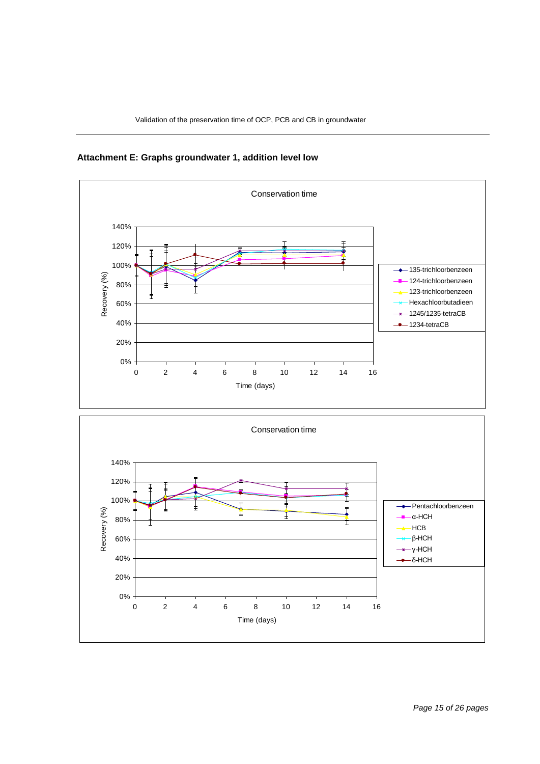## Attachment E: Graphs groundwater 1, addition level low

Conservation time

140%
120%
100%
80%
60%
40%
20%
0%

Recovery (%)

0 2 4 6 8 10 12 14 16

Time (days)

135-trichloorbenzeen
124-trichloorbenzeen
123-trichloorbenzeen
Hexachloorbutadieen
1245/1235-tetraCB
1234-tetraCB

Conservation time

140%
120%
100%
80%
60%
40%
20%
0%

Recovery (%)

0 2 4 6 8 10 12 14 16

Time (days)

Pentachloorbenzeen
α-HCH
HCB
β-HCH
γ-HCH
δ-HCH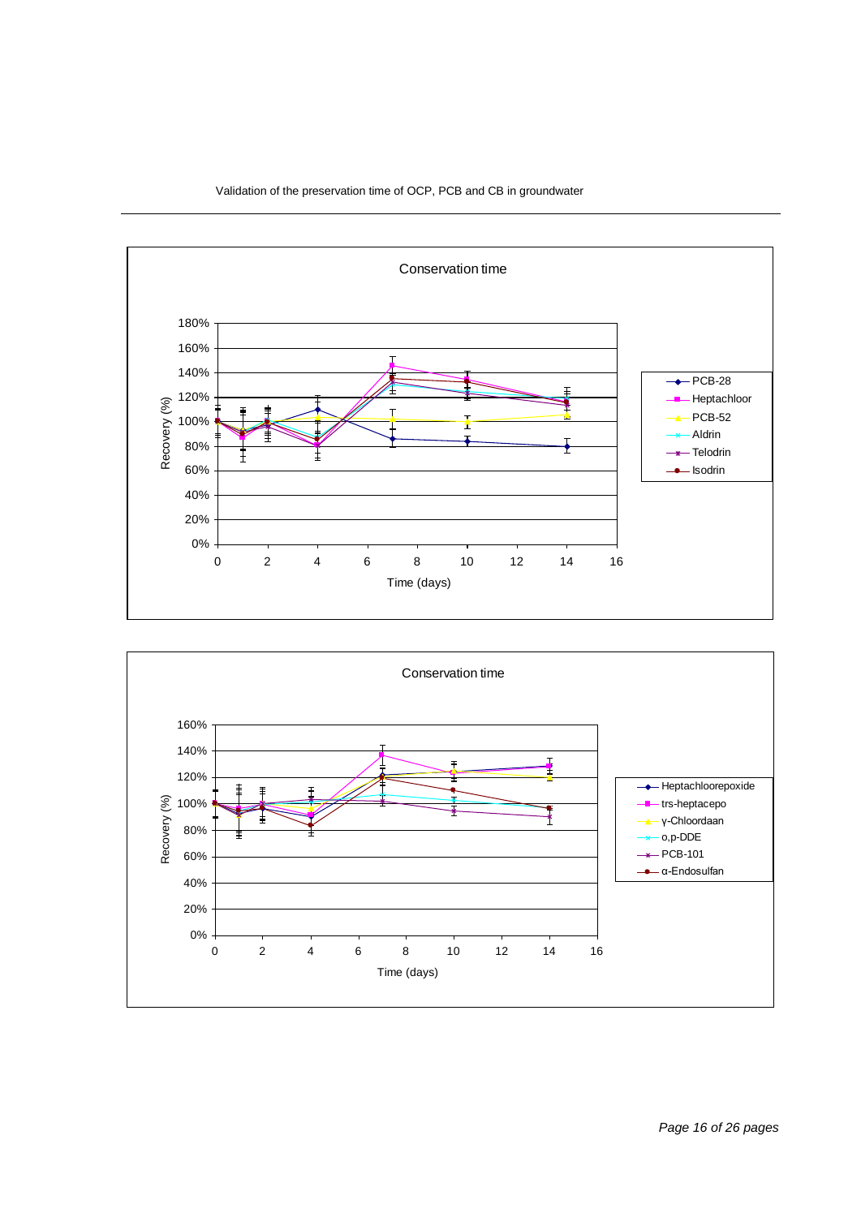Conservation time

180%
160%
140%
120%
100%
80%
60%
40%
20%
0%

Recovery (%)

0 2 4 6 8 10 12 14 16

Time (days)

PCB-28
Heptachloor
PCB-52
Aldrin
Telodrin
Isodrin

Conservation time

160%
140%
120%
100%
80%
60%
40%
20%
0%

Recovery (%)

0 2 4 6 8 10 12 14 16

Time (days)

Heptachloorepoxide
trs-heptacepo
γ-Chloordaan
o,p-DDE
PCB-101
α-Endosulfan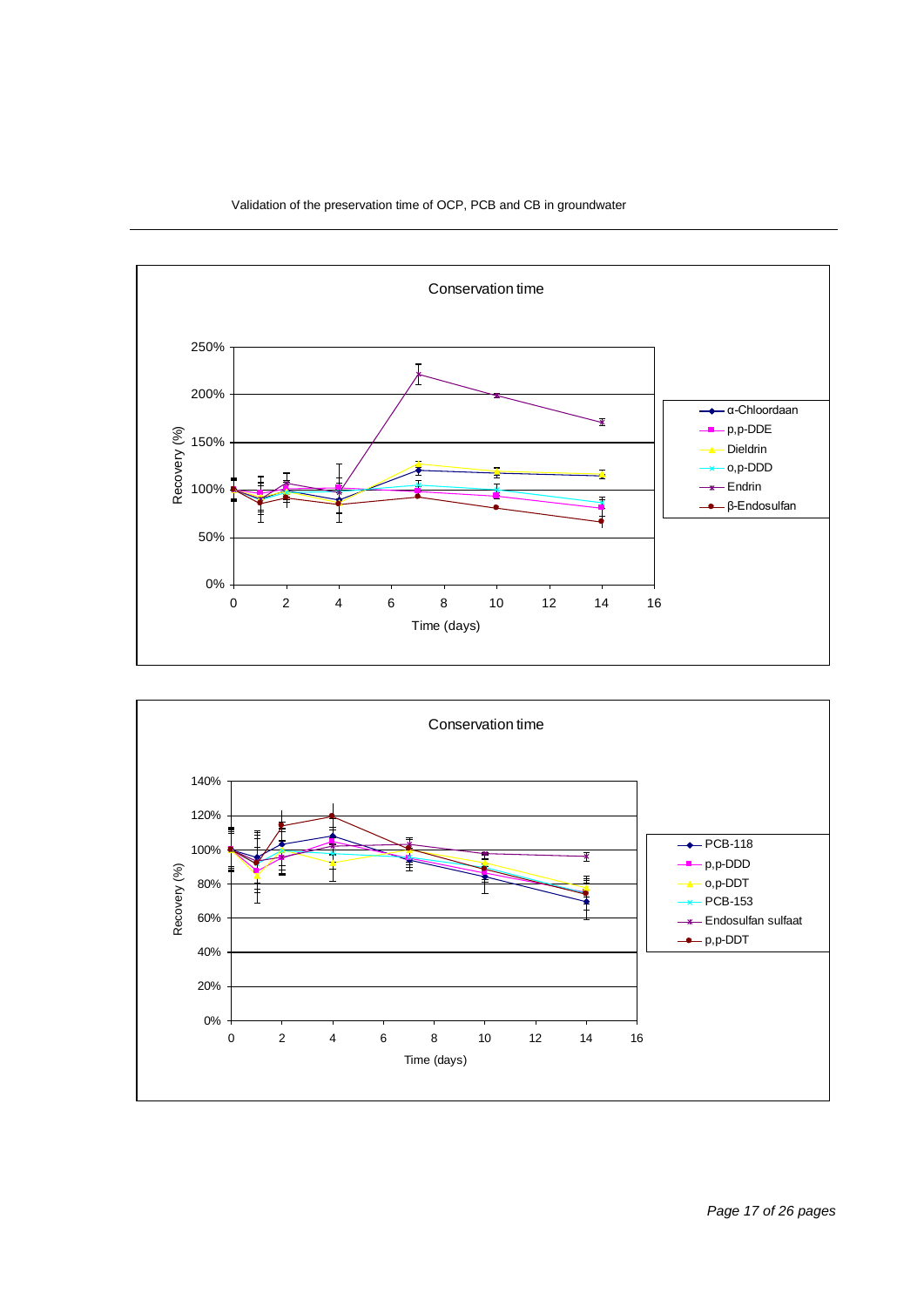Conservation time

250%
200%
150%
100%
50%
0%

Recovery (%)

0
2
4
6
8
10
12
14
16

Time (days)

α-Chloordaan
p,p-DDE
Dieldrin
o,p-DDD
Endrin
β-Endosulfan

Conservation time

140%
120%
100%
80%
60%
40%
20%
0%

Recovery (%)

0
2
4
6
8
10
12
14
16

Time (days)

PCB-118
p,p-DDD
o,p-DDT
PCB-153
Endosulfan sulfaat
p,p-DDT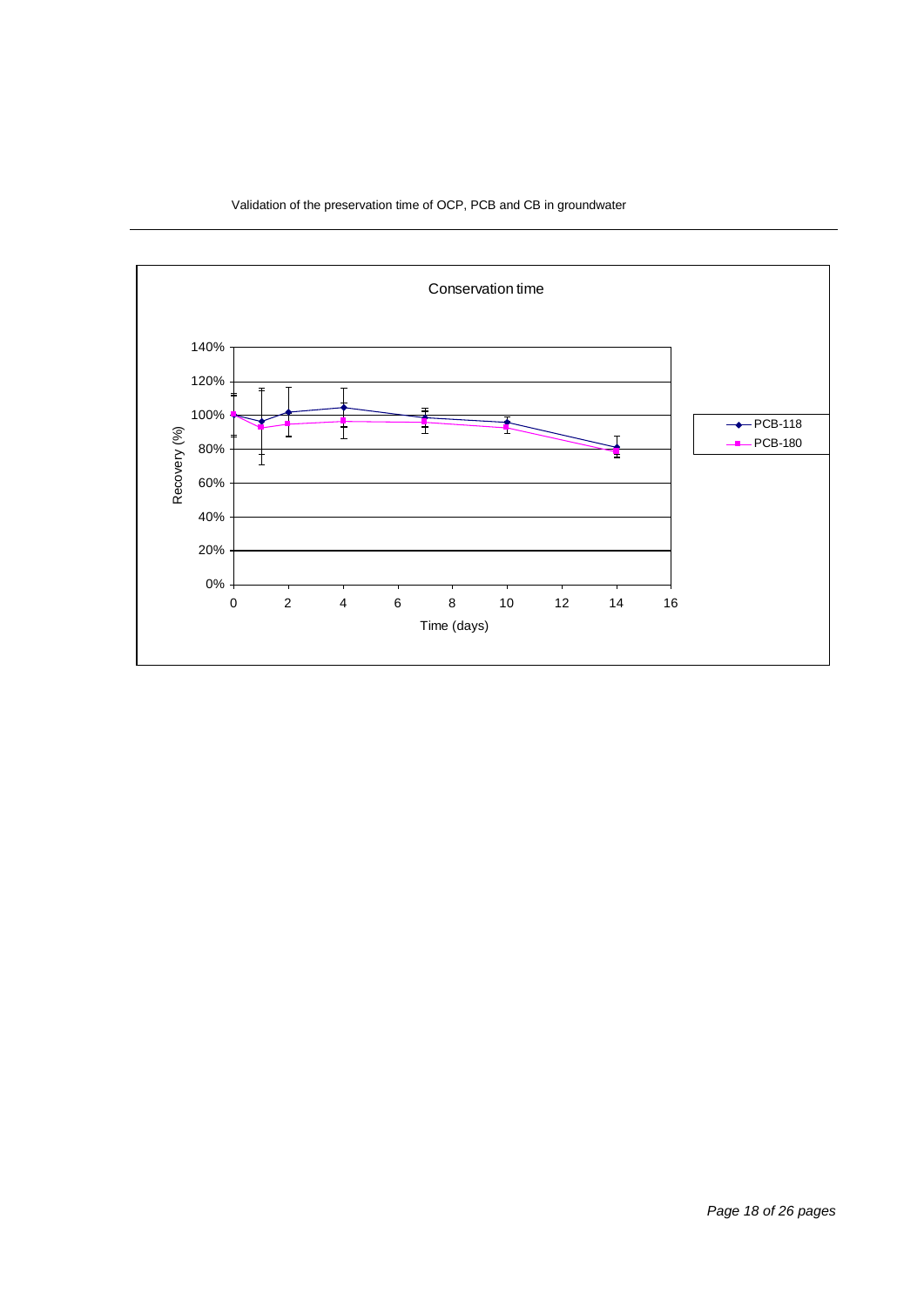Conservation time

140%
120%
100%
80%
60%
40%
20%
0%

Recovery (%)

0
2
4
6
8
10
12
14
16

Time (days)

PCB-118
PCB-180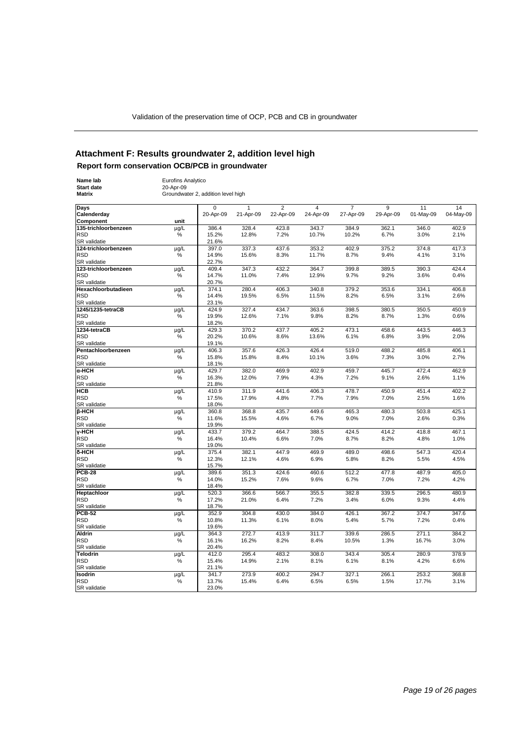## Attachment F: Results groundwater 2, addition level high

### Report form conservation OCB/PCB in groundwater

**Name lab** Eurofins Analytico
**Start date** 20-Apr-09
**Matrix** Groundwater 2, addition level high

| Days | | 0 | 1 | 2 | 4 | 7 | 9 | 11 | 14 |
|---|---|---|---|---|---|---|---|---|---|
| Calenderday | | 20-Apr-09 | 21-Apr-09 | 22-Apr-09 | 24-Apr-09 | 27-Apr-09 | 29-Apr-09 | 01-May-09 | 04-May-09 |
| **Component** | **unit** | | | | | | | | |
| **135-trichloorbenzeen** | µg/L | 386.4 | 328.4 | 423.8 | 343.7 | 384.9 | 362.1 | 346.0 | 402.9 |
| RSD | % | 15.2% | 12.8% | 7.2% | 10.7% | 10.2% | 6.7% | 3.0% | 2.1% |
| SR validatie | | 21.6% | | | | | | | |
| **124-trichloorbenzeen** | µg/L | 397.0 | 337.3 | 437.6 | 353.2 | 402.9 | 375.2 | 374.8 | 417.3 |
| RSD | % | 14.9% | 15.6% | 8.3% | 11.7% | 8.7% | 9.4% | 4.1% | 3.1% |
| SR validatie | | 22.7% | | | | | | | |
| **123-trichloorbenzeen** | µg/L | 409.4 | 347.3 | 432.2 | 364.7 | 399.8 | 389.5 | 390.3 | 424.4 |
| RSD | % | 14.7% | 11.0% | 7.4% | 12.9% | 9.7% | 9.2% | 3.6% | 0.4% |
| SR validatie | | 20.7% | | | | | | | |
| **Hexachloorbutadieen** | µg/L | 374.1 | 280.4 | 406.3 | 340.8 | 379.2 | 353.6 | 334.1 | 406.8 |
| RSD | % | 14.4% | 19.5% | 6.5% | 11.5% | 8.2% | 6.5% | 3.1% | 2.6% |
| SR validatie | | 23.1% | | | | | | | |
| **1245/1235-tetraCB** | µg/L | 424.9 | 327.4 | 434.7 | 363.6 | 398.5 | 380.5 | 350.5 | 450.9 |
| RSD | % | 19.9% | 12.6% | 7.1% | 9.8% | 8.2% | 8.7% | 1.3% | 0.6% |
| SR validatie | | 18.2% | | | | | | | |
| **1234-tetraCB** | µg/L | 429.3 | 370.2 | 437.7 | 405.2 | 473.1 | 458.6 | 443.5 | 446.3 |
| RSD | % | 20.2% | 10.6% | 8.6% | 13.6% | 6.1% | 6.8% | 3.9% | 2.0% |
| SR validatie | | 19.1% | | | | | | | |
| **Pentachloorbenzeen** | µg/L | 406.3 | 357.6 | 426.3 | 426.4 | 519.0 | 488.2 | 485.8 | 406.1 |
| RSD | % | 15.8% | 15.8% | 8.4% | 10.1% | 3.6% | 7.3% | 3.0% | 2.7% |
| SR validatie | | 18.1% | | | | | | | |
| **α-HCH** | µg/L | 429.7 | 382.0 | 469.9 | 402.9 | 459.7 | 445.7 | 472.4 | 462.9 |
| RSD | % | 16.3% | 12.0% | 7.9% | 4.3% | 7.2% | 9.1% | 2.6% | 1.1% |
| SR validatie | | 21.8% | | | | | | | |
| **HCB** | µg/L | 410.9 | 311.9 | 441.6 | 406.3 | 478.7 | 450.9 | 451.4 | 402.2 |
| RSD | % | 17.5% | 17.9% | 4.8% | 7.7% | 7.9% | 7.0% | 2.5% | 1.6% |
| SR validatie | | 18.0% | | | | | | | |
| **β-HCH** | µg/L | 360.8 | 368.8 | 435.7 | 449.6 | 465.3 | 480.3 | 503.8 | 425.1 |
| RSD | % | 11.6% | 15.5% | 4.6% | 6.7% | 9.0% | 7.0% | 2.6% | 0.3% |
| SR validatie | | 19.9% | | | | | | | |
| **γ-HCH** | µg/L | 433.7 | 379.2 | 464.7 | 388.5 | 424.5 | 414.2 | 418.8 | 467.1 |
| RSD | % | 16.4% | 10.4% | 6.6% | 7.0% | 8.7% | 8.2% | 4.8% | 1.0% |
| SR validatie | | 19.0% | | | | | | | |
| **δ-HCH** | µg/L | 375.4 | 382.1 | 447.9 | 469.9 | 489.0 | 498.6 | 547.3 | 420.4 |
| RSD | % | 12.3% | 12.1% | 4.6% | 6.9% | 5.8% | 8.2% | 5.5% | 4.5% |
| SR validatie | | 15.7% | | | | | | | |
| **PCB-28** | µg/L | 389.6 | 351.3 | 424.6 | 460.6 | 512.2 | 477.8 | 487.9 | 405.0 |
| RSD | % | 14.0% | 15.2% | 7.6% | 9.6% | 6.7% | 7.0% | 7.2% | 4.2% |
| SR validatie | | 18.4% | | | | | | | |
| **Heptachloor** | µg/L | 520.3 | 366.6 | 566.7 | 355.5 | 382.8 | 339.5 | 296.5 | 480.9 |
| RSD | % | 17.2% | 21.0% | 6.4% | 7.2% | 3.4% | 6.0% | 9.3% | 4.4% |
| SR validatie | | 18.7% | | | | | | | |
| **PCB-52** | µg/L | 352.9 | 304.8 | 430.0 | 384.0 | 426.1 | 367.2 | 374.7 | 347.6 |
| RSD | % | 10.8% | 11.3% | 6.1% | 8.0% | 5.4% | 5.7% | 7.2% | 0.4% |
| SR validatie | | 19.6% | | | | | | | |
| **Aldrin** | µg/L | 364.3 | 272.7 | 413.9 | 311.7 | 339.6 | 286.5 | 271.1 | 384.2 |
| RSD | % | 16.1% | 16.2% | 8.2% | 8.4% | 10.5% | 1.3% | 16.7% | 3.0% |
| SR validatie | | 20.4% | | | | | | | |
| **Telodrin** | µg/L | 412.0 | 295.4 | 483.2 | 308.0 | 343.4 | 305.4 | 280.9 | 378.9 |
| RSD | % | 15.4% | 14.9% | 2.1% | 8.1% | 6.1% | 8.1% | 4.2% | 6.6% |
| SR validatie | | 21.1% | | | | | | | |
| **Isodrin** | µg/L | 341.7 | 273.9 | 400.2 | 294.7 | 327.1 | 266.1 | 253.2 | 368.8 |
| RSD | % | 13.7% | 15.4% | 6.4% | 6.5% | 6.5% | 1.5% | 17.7% | 3.1% |
| SR validatie | | 23.0% | | | | | | | |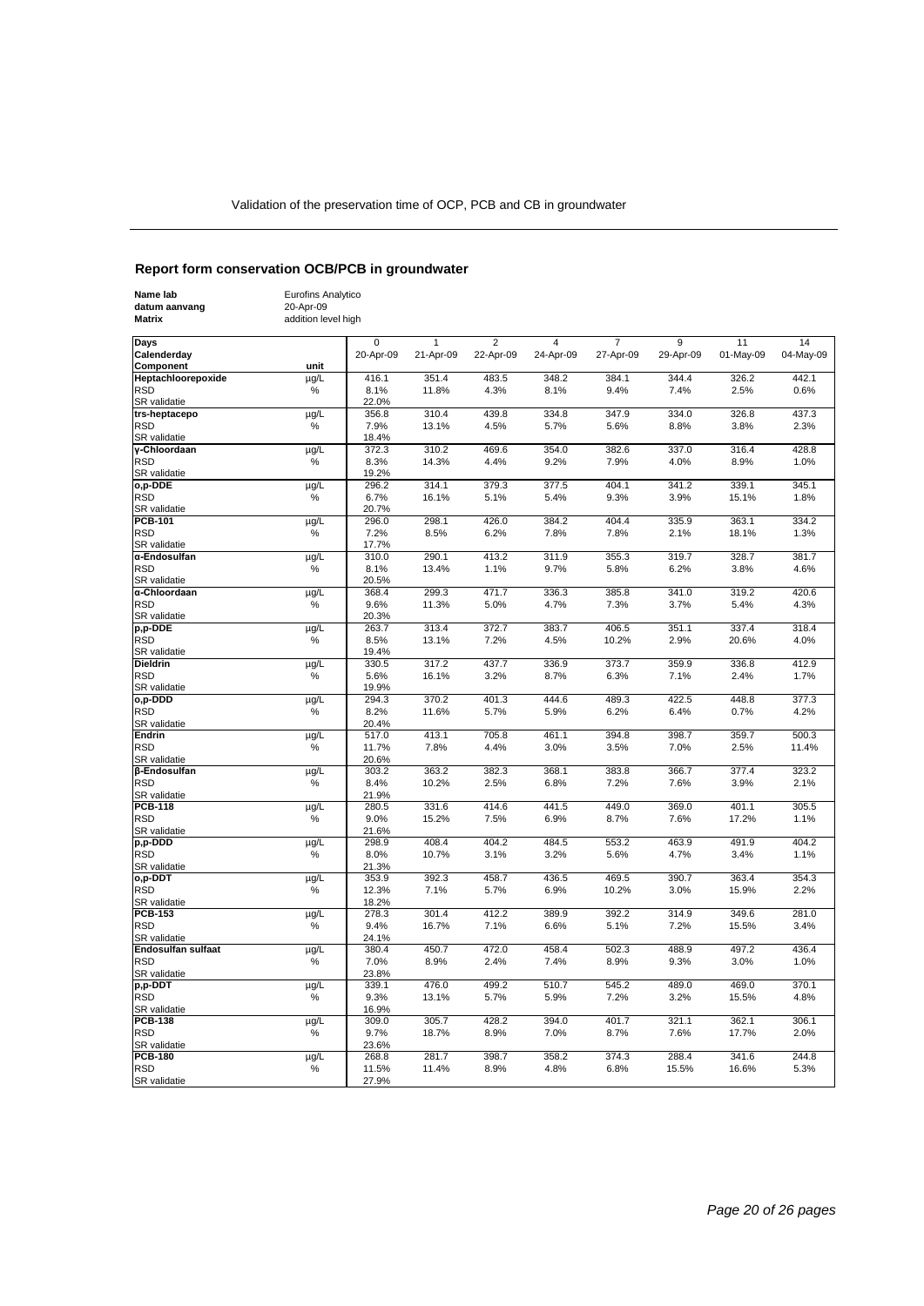## Report form conservation OCB/PCB in groundwater

**Name lab** Eurofins Analytico
**datum aanvang** 20-Apr-09
**Matrix** addition level high

| Days | | 0 | 1 | 2 | 4 | 7 | 9 | 11 | 14 |
|---|---|---|---|---|---|---|---|---|---|
| **Calenderday** | | 20-Apr-09 | 21-Apr-09 | 22-Apr-09 | 24-Apr-09 | 27-Apr-09 | 29-Apr-09 | 01-May-09 | 04-May-09 |
| **Component** | **unit** | | | | | | | | |
| **Heptachloorepoxide** | µg/L | 416.1 | 351.4 | 483.5 | 348.2 | 384.1 | 344.4 | 326.2 | 442.1 |
| RSD | % | 8.1% | 11.8% | 4.3% | 8.1% | 9.4% | 7.4% | 2.5% | 0.6% |
| SR validatie | | 22.0% | | | | | | | |
| **trs-heptacepo** | µg/L | 356.8 | 310.4 | 439.8 | 334.8 | 347.9 | 334.0 | 326.8 | 437.3 |
| RSD | % | 7.9% | 13.1% | 4.5% | 5.7% | 5.6% | 8.8% | 3.8% | 2.3% |
| SR validatie | | 18.4% | | | | | | | |
| **γ-Chloordaan** | µg/L | 372.3 | 310.2 | 469.6 | 354.0 | 382.6 | 337.0 | 316.4 | 428.8 |
| RSD | % | 8.3% | 14.3% | 4.4% | 9.2% | 7.9% | 4.0% | 8.9% | 1.0% |
| SR validatie | | 19.2% | | | | | | | |
| **o,p-DDE** | µg/L | 296.2 | 314.1 | 379.3 | 377.5 | 404.1 | 341.2 | 339.1 | 345.1 |
| RSD | % | 6.7% | 16.1% | 5.1% | 5.4% | 9.3% | 3.9% | 15.1% | 1.8% |
| SR validatie | | 20.7% | | | | | | | |
| **PCB-101** | µg/L | 296.0 | 298.1 | 426.0 | 384.2 | 404.4 | 335.9 | 363.1 | 334.2 |
| RSD | % | 7.2% | 8.5% | 6.2% | 7.8% | 7.8% | 2.1% | 18.1% | 1.3% |
| SR validatie | | 17.7% | | | | | | | |
| **α-Endosulfan** | µg/L | 310.0 | 290.1 | 413.2 | 311.9 | 355.3 | 319.7 | 328.7 | 381.7 |
| RSD | % | 8.1% | 13.4% | 1.1% | 9.7% | 5.8% | 6.2% | 3.8% | 4.6% |
| SR validatie | | 20.5% | | | | | | | |
| **α-Chloordaan** | µg/L | 368.4 | 299.3 | 471.7 | 336.3 | 385.8 | 341.0 | 319.2 | 420.6 |
| RSD | % | 9.6% | 11.3% | 5.0% | 4.7% | 7.3% | 3.7% | 5.4% | 4.3% |
| SR validatie | | 20.3% | | | | | | | |
| **p,p-DDE** | µg/L | 263.7 | 313.4 | 372.7 | 383.7 | 406.5 | 351.1 | 337.4 | 318.4 |
| RSD | % | 8.5% | 13.1% | 7.2% | 4.5% | 10.2% | 2.9% | 20.6% | 4.0% |
| SR validatie | | 19.4% | | | | | | | |
| **Dieldrin** | µg/L | 330.5 | 317.2 | 437.7 | 336.9 | 373.7 | 359.9 | 336.8 | 412.9 |
| RSD | % | 5.6% | 16.1% | 3.2% | 8.7% | 6.3% | 7.1% | 2.4% | 1.7% |
| SR validatie | | 19.9% | | | | | | | |
| **o,p-DDD** | µg/L | 294.3 | 370.2 | 401.3 | 444.6 | 489.3 | 422.5 | 448.8 | 377.3 |
| RSD | % | 8.2% | 11.6% | 5.7% | 5.9% | 6.2% | 6.4% | 0.7% | 4.2% |
| SR validatie | | 20.4% | | | | | | | |
| **Endrin** | µg/L | 517.0 | 413.1 | 705.8 | 461.1 | 394.8 | 398.7 | 359.7 | 500.3 |
| RSD | % | 11.7% | 7.8% | 4.4% | 3.0% | 3.5% | 7.0% | 2.5% | 11.4% |
| SR validatie | | 20.6% | | | | | | | |
| **β-Endosulfan** | µg/L | 303.2 | 363.2 | 382.3 | 368.1 | 383.8 | 366.7 | 377.4 | 323.2 |
| RSD | % | 8.4% | 10.2% | 2.5% | 6.8% | 7.2% | 7.6% | 3.9% | 2.1% |
| SR validatie | | 21.9% | | | | | | | |
| **PCB-118** | µg/L | 280.5 | 331.6 | 414.6 | 441.5 | 449.0 | 369.0 | 401.1 | 305.5 |
| RSD | % | 9.0% | 15.2% | 7.5% | 6.9% | 8.7% | 7.6% | 17.2% | 1.1% |
| SR validatie | | 21.6% | | | | | | | |
| **p,p-DDD** | µg/L | 298.9 | 408.4 | 404.2 | 484.5 | 553.2 | 463.9 | 491.9 | 404.2 |
| RSD | % | 8.0% | 10.7% | 3.1% | 3.2% | 5.6% | 4.7% | 3.4% | 1.1% |
| SR validatie | | 21.3% | | | | | | | |
| **o,p-DDT** | µg/L | 353.9 | 392.3 | 458.7 | 436.5 | 469.5 | 390.7 | 363.4 | 354.3 |
| RSD | % | 12.3% | 7.1% | 5.7% | 6.9% | 10.2% | 3.0% | 15.9% | 2.2% |
| SR validatie | | 18.2% | | | | | | | |
| **PCB-153** | µg/L | 278.3 | 301.4 | 412.2 | 389.9 | 392.2 | 314.9 | 349.6 | 281.0 |
| RSD | % | 9.4% | 16.7% | 7.1% | 6.6% | 5.1% | 7.2% | 15.5% | 3.4% |
| SR validatie | | 24.1% | | | | | | | |
| **Endosulfan sulfaat** | µg/L | 380.4 | 450.7 | 472.0 | 458.4 | 502.3 | 488.9 | 497.2 | 436.4 |
| RSD | % | 7.0% | 8.9% | 2.4% | 7.4% | 8.9% | 9.3% | 3.0% | 1.0% |
| SR validatie | | 23.8% | | | | | | | |
| **p,p-DDT** | µg/L | 339.1 | 476.0 | 499.2 | 510.7 | 545.2 | 489.0 | 469.0 | 370.1 |
| RSD | % | 9.3% | 13.1% | 5.7% | 5.9% | 7.2% | 3.2% | 15.5% | 4.8% |
| SR validatie | | 16.9% | | | | | | | |
| **PCB-138** | µg/L | 309.0 | 305.7 | 428.2 | 394.0 | 401.7 | 321.1 | 362.1 | 306.1 |
| RSD | % | 9.7% | 18.7% | 8.9% | 7.0% | 8.7% | 7.6% | 17.7% | 2.0% |
| SR validatie | | 23.6% | | | | | | | |
| **PCB-180** | µg/L | 268.8 | 281.7 | 398.7 | 358.2 | 374.3 | 288.4 | 341.6 | 244.8 |
| RSD | % | 11.5% | 11.4% | 8.9% | 4.8% | 6.8% | 15.5% | 16.6% | 5.3% |
| SR validatie | | 27.9% | | | | | | | |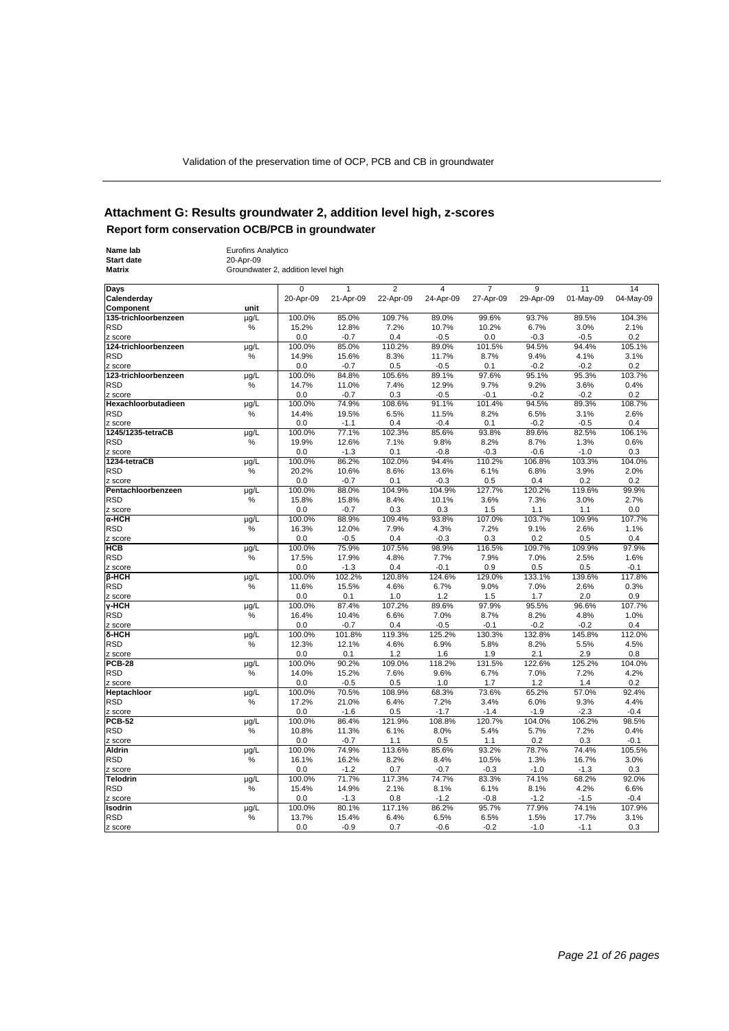## Attachment G: Results groundwater 2, addition level high, z-scores

### Report form conservation OCB/PCB in groundwater

**Name lab** Eurofins Analytico
**Start date** 20-Apr-09
**Matrix** Groundwater 2, addition level high

| Days | | 0 | 1 | 2 | 4 | 7 | 9 | 11 | 14 |
|---|---|---|---|---|---|---|---|---|---|
| Calenderday | | 20-Apr-09 | 21-Apr-09 | 22-Apr-09 | 24-Apr-09 | 27-Apr-09 | 29-Apr-09 | 01-May-09 | 04-May-09 |
| **Component** | **unit** | | | | | | | | |
| **135-trichloorbenzeen** | µg/L | 100.0% | 85.0% | 109.7% | 89.0% | 99.6% | 93.7% | 89.5% | 104.3% |
| RSD | % | 15.2% | 12.8% | 7.2% | 10.7% | 10.2% | 6.7% | 3.0% | 2.1% |
| z score | | 0.0 | -0.7 | 0.4 | -0.5 | 0.0 | -0.3 | -0.5 | 0.2 |
| **124-trichloorbenzeen** | µg/L | 100.0% | 85.0% | 110.2% | 89.0% | 101.5% | 94.5% | 94.4% | 105.1% |
| RSD | % | 14.9% | 15.6% | 8.3% | 11.7% | 8.7% | 9.4% | 4.1% | 3.1% |
| z score | | 0.0 | -0.7 | 0.5 | -0.5 | 0.1 | -0.2 | -0.2 | 0.2 |
| **123-trichloorbenzeen** | µg/L | 100.0% | 84.8% | 105.6% | 89.1% | 97.6% | 95.1% | 95.3% | 103.7% |
| RSD | % | 14.7% | 11.0% | 7.4% | 12.9% | 9.7% | 9.2% | 3.6% | 0.4% |
| z score | | 0.0 | -0.7 | 0.3 | -0.5 | -0.1 | -0.2 | -0.2 | 0.2 |
| **Hexachloorbutadieen** | µg/L | 100.0% | 74.9% | 108.6% | 91.1% | 101.4% | 94.5% | 89.3% | 108.7% |
| RSD | % | 14.4% | 19.5% | 6.5% | 11.5% | 8.2% | 6.5% | 3.1% | 2.6% |
| z score | | 0.0 | -1.1 | 0.4 | -0.4 | 0.1 | -0.2 | -0.5 | 0.4 |
| **1245/1235-tetraCB** | µg/L | 100.0% | 77.1% | 102.3% | 85.6% | 93.8% | 89.6% | 82.5% | 106.1% |
| RSD | % | 19.9% | 12.6% | 7.1% | 9.8% | 8.2% | 8.7% | 1.3% | 0.6% |
| z score | | 0.0 | -1.3 | 0.1 | -0.8 | -0.3 | -0.6 | -1.0 | 0.3 |
| **1234-tetraCB** | µg/L | 100.0% | 86.2% | 102.0% | 94.4% | 110.2% | 106.8% | 103.3% | 104.0% |
| RSD | % | 20.2% | 10.6% | 8.6% | 13.6% | 6.1% | 6.8% | 3.9% | 2.0% |
| z score | | 0.0 | -0.7 | 0.1 | -0.3 | 0.5 | 0.4 | 0.2 | 0.2 |
| **Pentachloorbenzeen** | µg/L | 100.0% | 88.0% | 104.9% | 104.9% | 127.7% | 120.2% | 119.6% | 99.9% |
| RSD | % | 15.8% | 15.8% | 8.4% | 10.1% | 3.6% | 7.3% | 3.0% | 2.7% |
| z score | | 0.0 | -0.7 | 0.3 | 0.3 | 1.5 | 1.1 | 1.1 | 0.0 |
| **α-HCH** | µg/L | 100.0% | 88.9% | 109.4% | 93.8% | 107.0% | 103.7% | 109.9% | 107.7% |
| RSD | % | 16.3% | 12.0% | 7.9% | 4.3% | 7.2% | 9.1% | 2.6% | 1.1% |
| z score | | 0.0 | -0.5 | 0.4 | -0.3 | 0.3 | 0.2 | 0.5 | 0.4 |
| **HCB** | µg/L | 100.0% | 75.9% | 107.5% | 98.9% | 116.5% | 109.7% | 109.9% | 97.9% |
| RSD | % | 17.5% | 17.9% | 4.8% | 7.7% | 7.9% | 7.0% | 2.5% | 1.6% |
| z score | | 0.0 | -1.3 | 0.4 | -0.1 | 0.9 | 0.5 | 0.5 | -0.1 |
| **β-HCH** | µg/L | 100.0% | 102.2% | 120.8% | 124.6% | 129.0% | 133.1% | 139.6% | 117.8% |
| RSD | % | 11.6% | 15.5% | 4.6% | 6.7% | 9.0% | 7.0% | 2.6% | 0.3% |
| z score | | 0.0 | 0.1 | 1.0 | 1.2 | 1.5 | 1.7 | 2.0 | 0.9 |
| **γ-HCH** | µg/L | 100.0% | 87.4% | 107.2% | 89.6% | 97.9% | 95.5% | 96.6% | 107.7% |
| RSD | % | 16.4% | 10.4% | 6.6% | 7.0% | 8.7% | 8.2% | 4.8% | 1.0% |
| z score | | 0.0 | -0.7 | 0.4 | -0.5 | -0.1 | -0.2 | -0.2 | 0.4 |
| **δ-HCH** | µg/L | 100.0% | 101.8% | 119.3% | 125.2% | 130.3% | 132.8% | 145.8% | 112.0% |
| RSD | % | 12.3% | 12.1% | 4.6% | 6.9% | 5.8% | 8.2% | 5.5% | 4.5% |
| z score | | 0.0 | 0.1 | 1.2 | 1.6 | 1.9 | 2.1 | 2.9 | 0.8 |
| **PCB-28** | µg/L | 100.0% | 90.2% | 109.0% | 118.2% | 131.5% | 122.6% | 125.2% | 104.0% |
| RSD | % | 14.0% | 15.2% | 7.6% | 9.6% | 6.7% | 7.0% | 7.2% | 4.2% |
| z score | | 0.0 | -0.5 | 0.5 | 1.0 | 1.7 | 1.2 | 1.4 | 0.2 |
| **Heptachloor** | µg/L | 100.0% | 70.5% | 108.9% | 68.3% | 73.6% | 65.2% | 57.0% | 92.4% |
| RSD | % | 17.2% | 21.0% | 6.4% | 7.2% | 3.4% | 6.0% | 9.3% | 4.4% |
| z score | | 0.0 | -1.6 | 0.5 | -1.7 | -1.4 | -1.9 | -2.3 | -0.4 |
| **PCB-52** | µg/L | 100.0% | 86.4% | 121.9% | 108.8% | 120.7% | 104.0% | 106.2% | 98.5% |
| RSD | % | 10.8% | 11.3% | 6.1% | 8.0% | 5.4% | 5.7% | 7.2% | 0.4% |
| z score | | 0.0 | -0.7 | 1.1 | 0.5 | 1.1 | 0.2 | 0.3 | -0.1 |
| **Aldrin** | µg/L | 100.0% | 74.9% | 113.6% | 85.6% | 93.2% | 78.7% | 74.4% | 105.5% |
| RSD | % | 16.1% | 16.2% | 8.2% | 8.4% | 10.5% | 1.3% | 16.7% | 3.0% |
| z score | | 0.0 | -1.2 | 0.7 | -0.7 | -0.3 | -1.0 | -1.3 | 0.3 |
| **Telodrin** | µg/L | 100.0% | 71.7% | 117.3% | 74.7% | 83.3% | 74.1% | 68.2% | 92.0% |
| RSD | % | 15.4% | 14.9% | 2.1% | 8.1% | 6.1% | 8.1% | 4.2% | 6.6% |
| z score | | 0.0 | -1.3 | 0.8 | -1.2 | -0.8 | -1.2 | -1.5 | -0.4 |
| **Isodrin** | µg/L | 100.0% | 80.1% | 117.1% | 86.2% | 95.7% | 77.9% | 74.1% | 107.9% |
| RSD | % | 13.7% | 15.4% | 6.4% | 6.5% | 6.5% | 1.5% | 17.7% | 3.1% |
| z score | | 0.0 | -0.9 | 0.7 | -0.6 | -0.2 | -1.0 | -1.1 | 0.3 |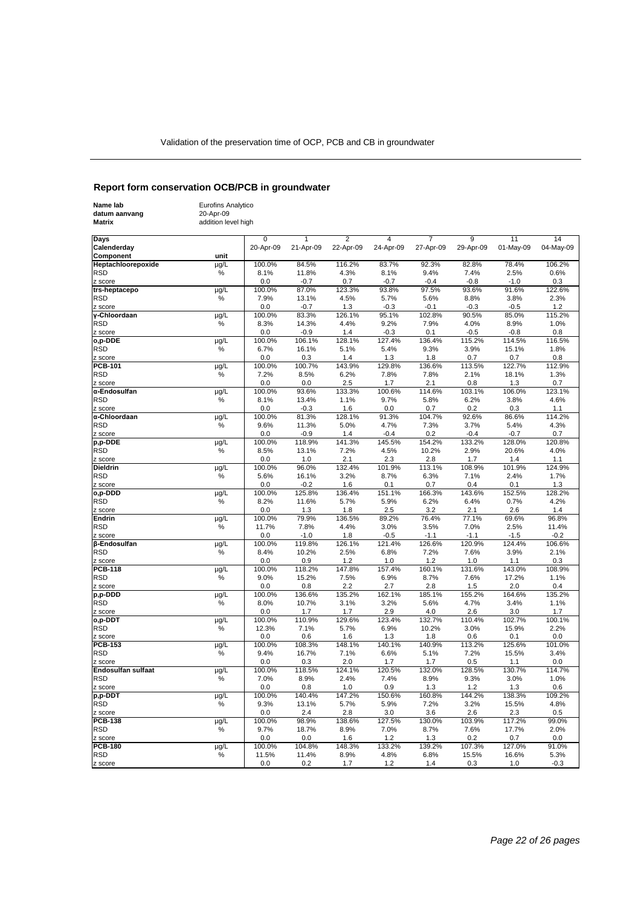## Report form conservation OCB/PCB in groundwater

**Name lab** Eurofins Analytico
**datum aanvang** 20-Apr-09
**Matrix** addition level high

| Days | | 0 | 1 | 2 | 4 | 7 | 9 | 11 | 14 |
|---|---|---|---|---|---|---|---|---|---|
| **Calenderday** | | 20-Apr-09 | 21-Apr-09 | 22-Apr-09 | 24-Apr-09 | 27-Apr-09 | 29-Apr-09 | 01-May-09 | 04-May-09 |
| **Component** | **unit** | | | | | | | | |
| **Heptachloorepoxide** | µg/L | 100.0% | 84.5% | 116.2% | 83.7% | 92.3% | 82.8% | 78.4% | 106.2% |
| RSD | % | 8.1% | 11.8% | 4.3% | 8.1% | 9.4% | 7.4% | 2.5% | 0.6% |
| z score | | 0.0 | -0.7 | 0.7 | -0.7 | -0.4 | -0.8 | -1.0 | 0.3 |
| **trs-heptacepo** | µg/L | 100.0% | 87.0% | 123.3% | 93.8% | 97.5% | 93.6% | 91.6% | 122.6% |
| RSD | % | 7.9% | 13.1% | 4.5% | 5.7% | 5.6% | 8.8% | 3.8% | 2.3% |
| z score | | 0.0 | -0.7 | 1.3 | -0.3 | -0.1 | -0.3 | -0.5 | 1.2 |
| **γ-Chloordaan** | µg/L | 100.0% | 83.3% | 126.1% | 95.1% | 102.8% | 90.5% | 85.0% | 115.2% |
| RSD | % | 8.3% | 14.3% | 4.4% | 9.2% | 7.9% | 4.0% | 8.9% | 1.0% |
| z score | | 0.0 | -0.9 | 1.4 | -0.3 | 0.1 | -0.5 | -0.8 | 0.8 |
| **o,p-DDE** | µg/L | 100.0% | 106.1% | 128.1% | 127.4% | 136.4% | 115.2% | 114.5% | 116.5% |
| RSD | % | 6.7% | 16.1% | 5.1% | 5.4% | 9.3% | 3.9% | 15.1% | 1.8% |
| z score | | 0.0 | 0.3 | 1.4 | 1.3 | 1.8 | 0.7 | 0.7 | 0.8 |
| **PCB-101** | µg/L | 100.0% | 100.7% | 143.9% | 129.8% | 136.6% | 113.5% | 122.7% | 112.9% |
| RSD | % | 7.2% | 8.5% | 6.2% | 7.8% | 7.8% | 2.1% | 18.1% | 1.3% |
| z score | | 0.0 | 0.0 | 2.5 | 1.7 | 2.1 | 0.8 | 1.3 | 0.7 |
| **α-Endosulfan** | µg/L | 100.0% | 93.6% | 133.3% | 100.6% | 114.6% | 103.1% | 106.0% | 123.1% |
| RSD | % | 8.1% | 13.4% | 1.1% | 9.7% | 5.8% | 6.2% | 3.8% | 4.6% |
| z score | | 0.0 | -0.3 | 1.6 | 0.0 | 0.7 | 0.2 | 0.3 | 1.1 |
| **α-Chloordaan** | µg/L | 100.0% | 81.3% | 128.1% | 91.3% | 104.7% | 92.6% | 86.6% | 114.2% |
| RSD | % | 9.6% | 11.3% | 5.0% | 4.7% | 7.3% | 3.7% | 5.4% | 4.3% |
| z score | | 0.0 | -0.9 | 1.4 | -0.4 | 0.2 | -0.4 | -0.7 | 0.7 |
| **p,p-DDE** | µg/L | 100.0% | 118.9% | 141.3% | 145.5% | 154.2% | 133.2% | 128.0% | 120.8% |
| RSD | % | 8.5% | 13.1% | 7.2% | 4.5% | 10.2% | 2.9% | 20.6% | 4.0% |
| z score | | 0.0 | 1.0 | 2.1 | 2.3 | 2.8 | 1.7 | 1.4 | 1.1 |
| **Dieldrin** | µg/L | 100.0% | 96.0% | 132.4% | 101.9% | 113.1% | 108.9% | 101.9% | 124.9% |
| RSD | % | 5.6% | 16.1% | 3.2% | 8.7% | 6.3% | 7.1% | 2.4% | 1.7% |
| z score | | 0.0 | -0.2 | 1.6 | 0.1 | 0.7 | 0.4 | 0.1 | 1.3 |
| **o,p-DDD** | µg/L | 100.0% | 125.8% | 136.4% | 151.1% | 166.3% | 143.6% | 152.5% | 128.2% |
| RSD | % | 8.2% | 11.6% | 5.7% | 5.9% | 6.2% | 6.4% | 0.7% | 4.2% |
| z score | | 0.0 | 1.3 | 1.8 | 2.5 | 3.2 | 2.1 | 2.6 | 1.4 |
| **Endrin** | µg/L | 100.0% | 79.9% | 136.5% | 89.2% | 76.4% | 77.1% | 69.6% | 96.8% |
| RSD | % | 11.7% | 7.8% | 4.4% | 3.0% | 3.5% | 7.0% | 2.5% | 11.4% |
| z score | | 0.0 | -1.0 | 1.8 | -0.5 | -1.1 | -1.1 | -1.5 | -0.2 |
| **β-Endosulfan** | µg/L | 100.0% | 119.8% | 126.1% | 121.4% | 126.6% | 120.9% | 124.4% | 106.6% |
| RSD | % | 8.4% | 10.2% | 2.5% | 6.8% | 7.2% | 7.6% | 3.9% | 2.1% |
| z score | | 0.0 | 0.9 | 1.2 | 1.0 | 1.2 | 1.0 | 1.1 | 0.3 |
| **PCB-118** | µg/L | 100.0% | 118.2% | 147.8% | 157.4% | 160.1% | 131.6% | 143.0% | 108.9% |
| RSD | % | 9.0% | 15.2% | 7.5% | 6.9% | 8.7% | 7.6% | 17.2% | 1.1% |
| z score | | 0.0 | 0.8 | 2.2 | 2.7 | 2.8 | 1.5 | 2.0 | 0.4 |
| **p,p-DDD** | µg/L | 100.0% | 136.6% | 135.2% | 162.1% | 185.1% | 155.2% | 164.6% | 135.2% |
| RSD | % | 8.0% | 10.7% | 3.1% | 3.2% | 5.6% | 4.7% | 3.4% | 1.1% |
| z score | | 0.0 | 1.7 | 1.7 | 2.9 | 4.0 | 2.6 | 3.0 | 1.7 |
| **o,p-DDT** | µg/L | 100.0% | 110.9% | 129.6% | 123.4% | 132.7% | 110.4% | 102.7% | 100.1% |
| RSD | % | 12.3% | 7.1% | 5.7% | 6.9% | 10.2% | 3.0% | 15.9% | 2.2% |
| z score | | 0.0 | 0.6 | 1.6 | 1.3 | 1.8 | 0.6 | 0.1 | 0.0 |
| **PCB-153** | µg/L | 100.0% | 108.3% | 148.1% | 140.1% | 140.9% | 113.2% | 125.6% | 101.0% |
| RSD | % | 9.4% | 16.7% | 7.1% | 6.6% | 5.1% | 7.2% | 15.5% | 3.4% |
| z score | | 0.0 | 0.3 | 2.0 | 1.7 | 1.7 | 0.5 | 1.1 | 0.0 |
| **Endosulfan sulfaat** | µg/L | 100.0% | 118.5% | 124.1% | 120.5% | 132.0% | 128.5% | 130.7% | 114.7% |
| RSD | % | 7.0% | 8.9% | 2.4% | 7.4% | 8.9% | 9.3% | 3.0% | 1.0% |
| z score | | 0.0 | 0.8 | 1.0 | 0.9 | 1.3 | 1.2 | 1.3 | 0.6 |
| **p,p-DDT** | µg/L | 100.0% | 140.4% | 147.2% | 150.6% | 160.8% | 144.2% | 138.3% | 109.2% |
| RSD | % | 9.3% | 13.1% | 5.7% | 5.9% | 7.2% | 3.2% | 15.5% | 4.8% |
| z score | | 0.0 | 2.4 | 2.8 | 3.0 | 3.6 | 2.6 | 2.3 | 0.5 |
| **PCB-138** | µg/L | 100.0% | 98.9% | 138.6% | 127.5% | 130.0% | 103.9% | 117.2% | 99.0% |
| RSD | % | 9.7% | 18.7% | 8.9% | 7.0% | 8.7% | 7.6% | 17.7% | 2.0% |
| z score | | 0.0 | 0.0 | 1.6 | 1.2 | 1.3 | 0.2 | 0.7 | 0.0 |
| **PCB-180** | µg/L | 100.0% | 104.8% | 148.3% | 133.2% | 139.2% | 107.3% | 127.0% | 91.0% |
| RSD | % | 11.5% | 11.4% | 8.9% | 4.8% | 6.8% | 15.5% | 16.6% | 5.3% |
| z score | | 0.0 | 0.2 | 1.7 | 1.2 | 1.4 | 0.3 | 1.0 | -0.3 |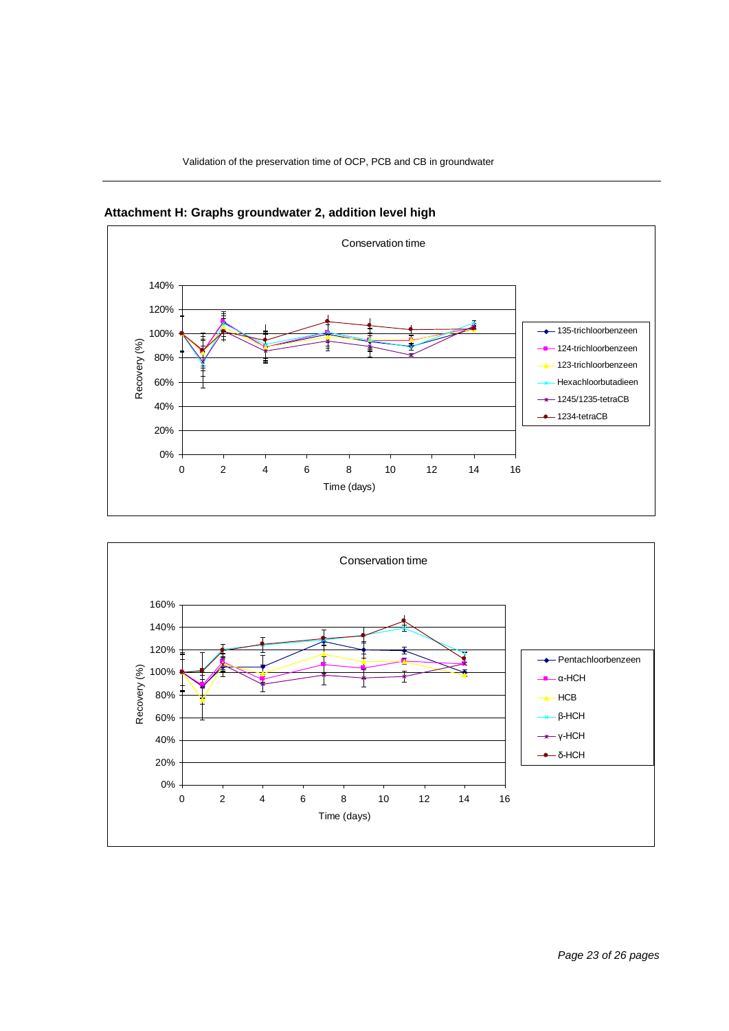## Attachment H: Graphs groundwater 2, addition level high

Conservation time

Recovery (%)

140%
120%
100%
80%
60%
40%
20%
0%

0 2 4 6 8 10 12 14 16

Time (days)

135-trichloorbenzeen
124-trichloorbenzeen
123-trichloorbenzeen
Hexachloorbutadieen
1245/1235-tetraCB
1234-tetraCB

Conservation time

Recovery (%)

160%
140%
120%
100%
80%
60%
40%
20%
0%

0 2 4 6 8 10 12 14 16

Time (days)

Pentachloorbenzeen
α-HCH
HCB
β-HCH
γ-HCH
δ-HCH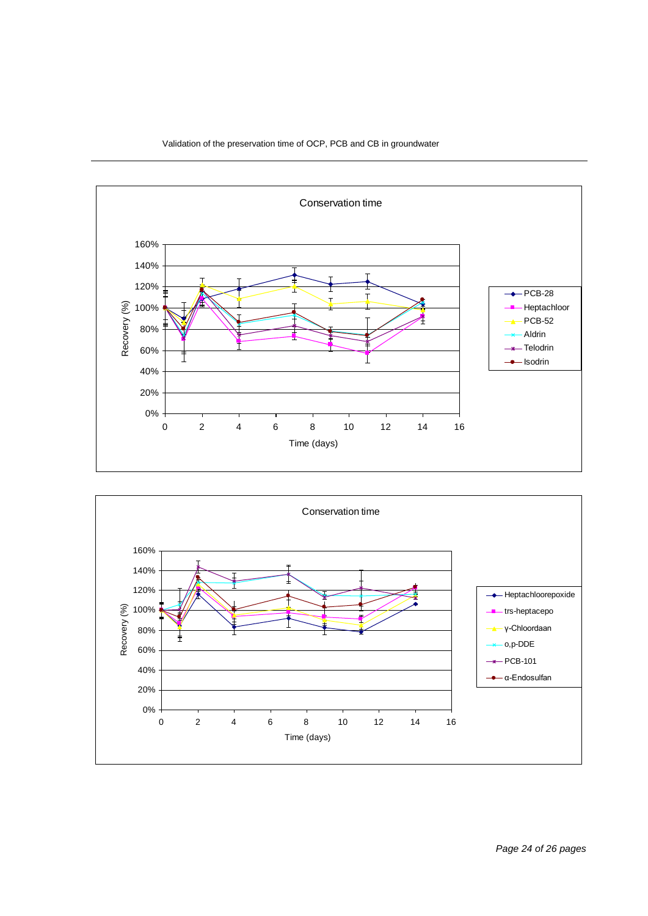Conservation time

Recovery (%)

Time (days)

- PCB-28
- Heptachloor
- PCB-52
- Aldrin
- Telodrin
- Isodrin

Conservation time

Recovery (%)

Time (days)

- Heptachloorepoxide
- trs-heptacepo
- γ-Chloordaan
- o,p-DDE
- PCB-101
- α-Endosulfan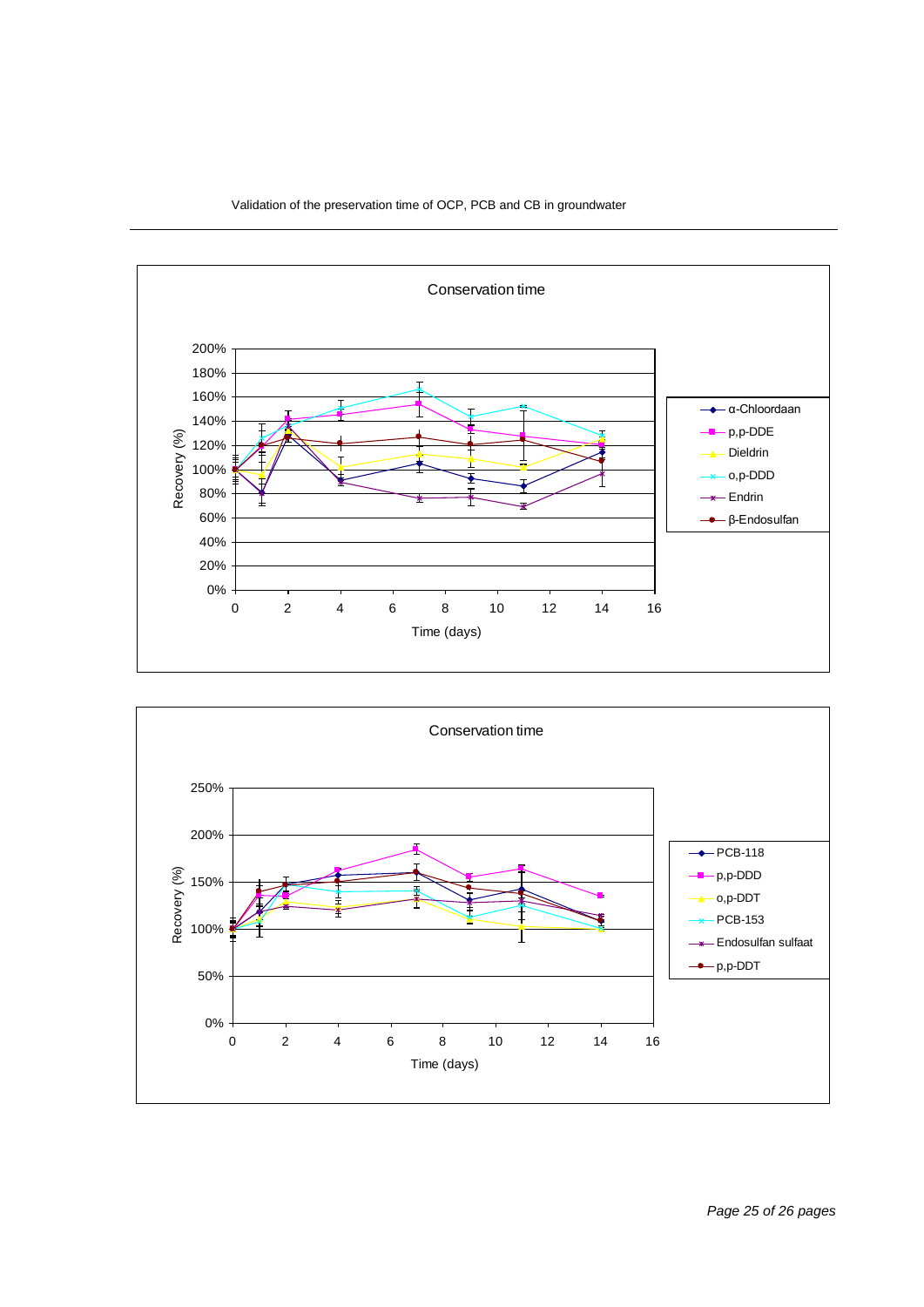Conservation time

200%
180%
160%
140%
120%
100%
80%
60%
40%
20%
0%

Recovery (%)

0 2 4 6 8 10 12 14 16

Time (days)

α-Chloordaan
p,p-DDE
Dieldrin
o,p-DDD
Endrin
β-Endosulfan

Conservation time

250%
200%
150%
100%
50%
0%

Recovery (%)

0 2 4 6 8 10 12 14 16

Time (days)

PCB-118
p,p-DDD
o,p-DDT
PCB-153
Endosulfan sulfaat
p,p-DDT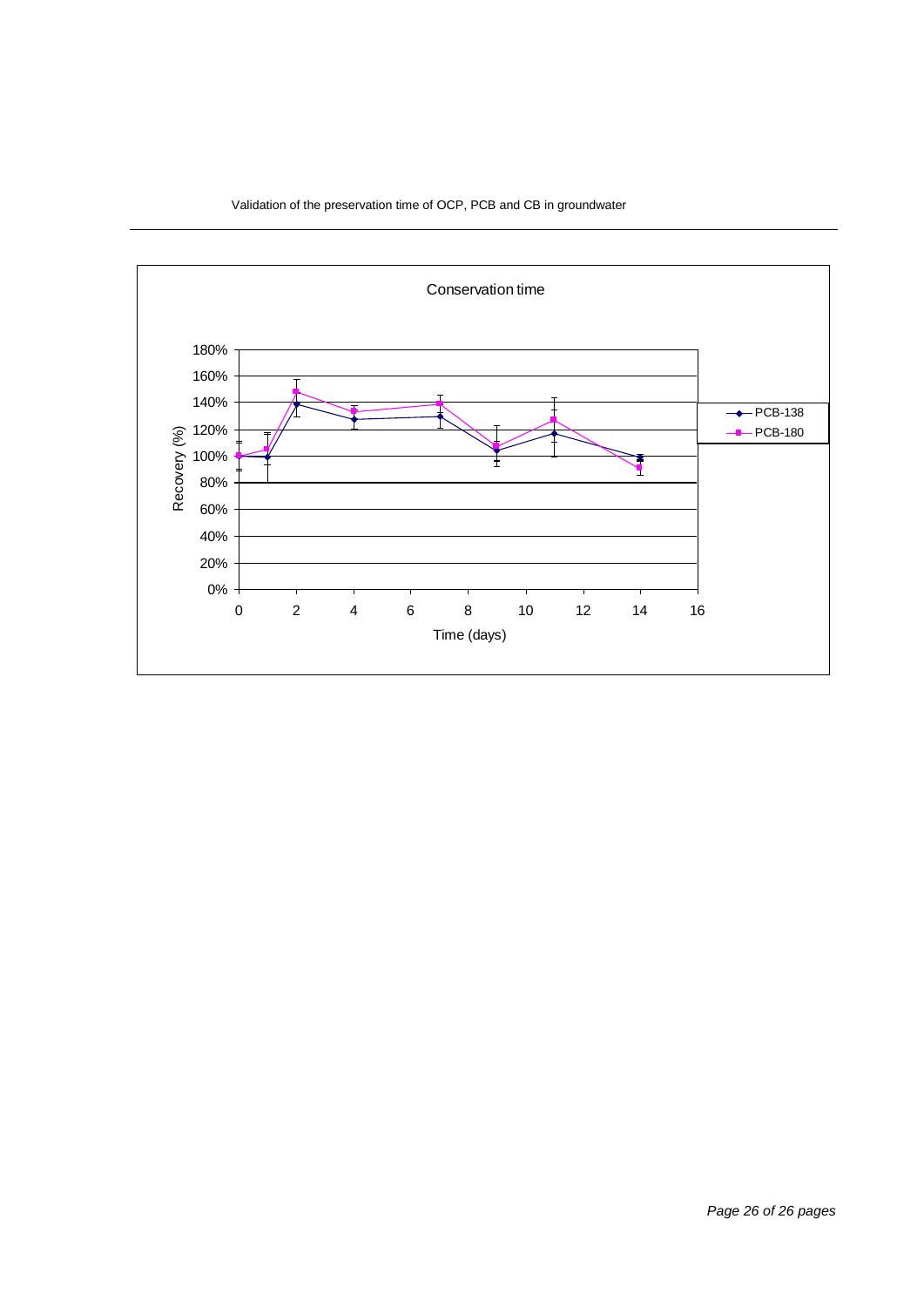Conservation time

180%
160%
140%
120%
100%
80%
60%
40%
20%
0%

Recovery (%)

0
2
4
6
8
10
12
14
16

Time (days)

PCB-138
PCB-180